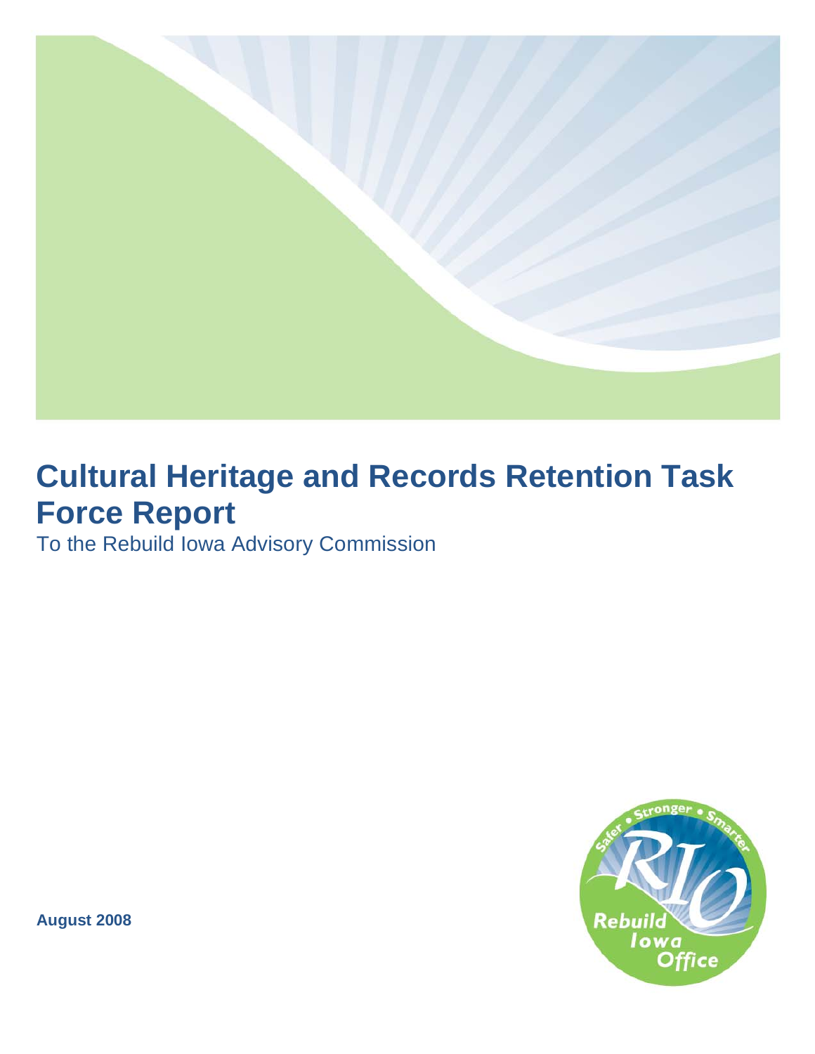# Cultural Heritage and Records Retention Task Force Report

To the Rebuild Iowa Advisory Commission

**August 2008**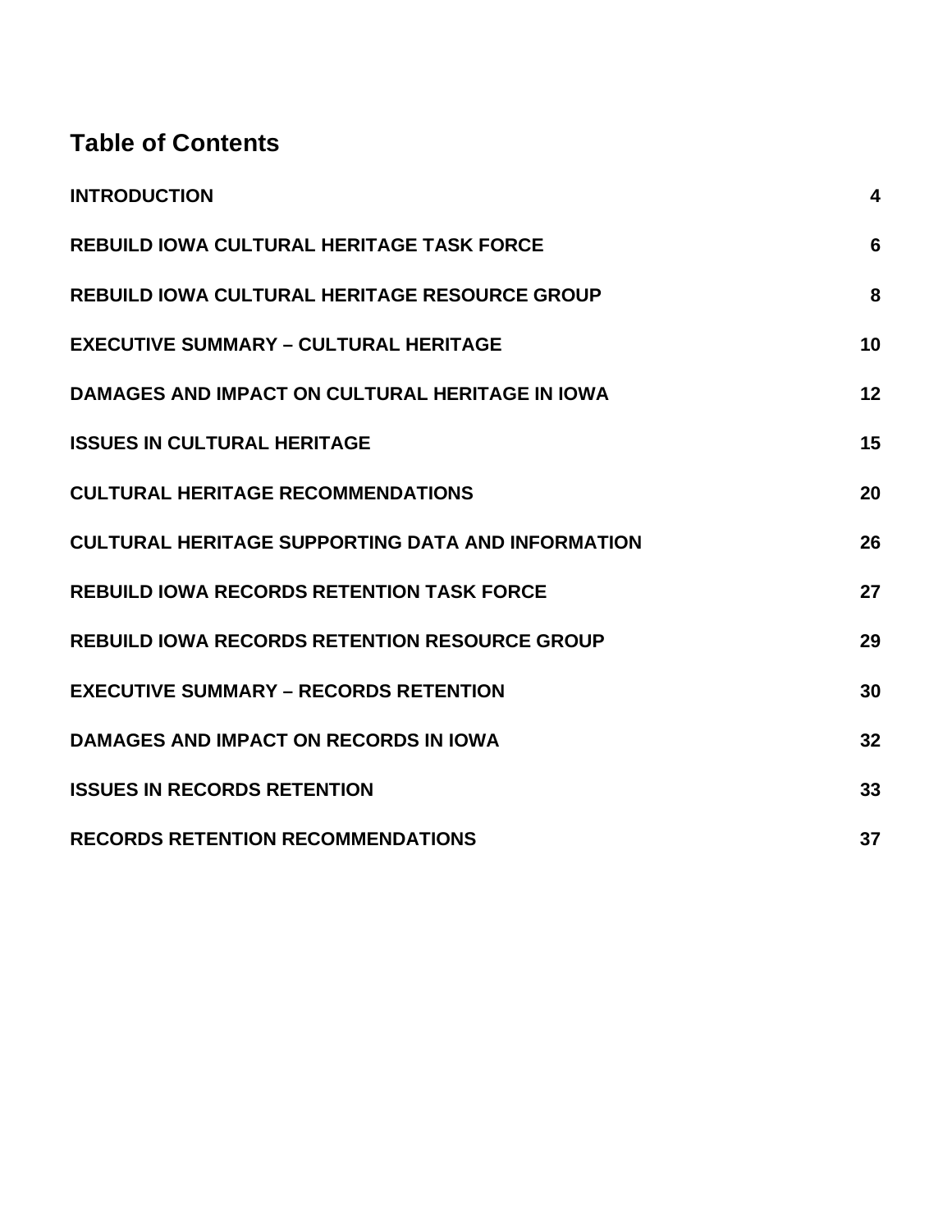## Table of Contents

| | |
|---|---|
| **INTRODUCTION** | **4** |
| **REBUILD IOWA CULTURAL HERITAGE TASK FORCE** | **6** |
| **REBUILD IOWA CULTURAL HERITAGE RESOURCE GROUP** | **8** |
| **EXECUTIVE SUMMARY – CULTURAL HERITAGE** | **10** |
| **DAMAGES AND IMPACT ON CULTURAL HERITAGE IN IOWA** | **12** |
| **ISSUES IN CULTURAL HERITAGE** | **15** |
| **CULTURAL HERITAGE RECOMMENDATIONS** | **20** |
| **CULTURAL HERITAGE SUPPORTING DATA AND INFORMATION** | **26** |
| **REBUILD IOWA RECORDS RETENTION TASK FORCE** | **27** |
| **REBUILD IOWA RECORDS RETENTION RESOURCE GROUP** | **29** |
| **EXECUTIVE SUMMARY – RECORDS RETENTION** | **30** |
| **DAMAGES AND IMPACT ON RECORDS IN IOWA** | **32** |
| **ISSUES IN RECORDS RETENTION** | **33** |
| **RECORDS RETENTION RECOMMENDATIONS** | **37** |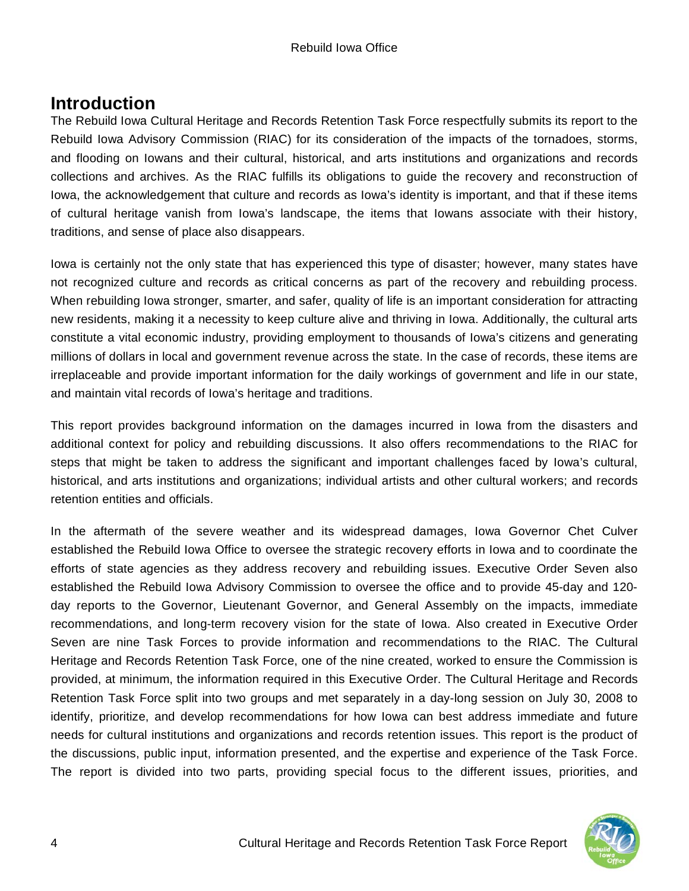# Introduction

The Rebuild Iowa Cultural Heritage and Records Retention Task Force respectfully submits its report to the Rebuild Iowa Advisory Commission (RIAC) for its consideration of the impacts of the tornadoes, storms, and flooding on Iowans and their cultural, historical, and arts institutions and organizations and records collections and archives. As the RIAC fulfills its obligations to guide the recovery and reconstruction of Iowa, the acknowledgement that culture and records as Iowa's identity is important, and that if these items of cultural heritage vanish from Iowa's landscape, the items that Iowans associate with their history, traditions, and sense of place also disappears.

Iowa is certainly not the only state that has experienced this type of disaster; however, many states have not recognized culture and records as critical concerns as part of the recovery and rebuilding process. When rebuilding Iowa stronger, smarter, and safer, quality of life is an important consideration for attracting new residents, making it a necessity to keep culture alive and thriving in Iowa. Additionally, the cultural arts constitute a vital economic industry, providing employment to thousands of Iowa's citizens and generating millions of dollars in local and government revenue across the state. In the case of records, these items are irreplaceable and provide important information for the daily workings of government and life in our state, and maintain vital records of Iowa's heritage and traditions.

This report provides background information on the damages incurred in Iowa from the disasters and additional context for policy and rebuilding discussions. It also offers recommendations to the RIAC for steps that might be taken to address the significant and important challenges faced by Iowa's cultural, historical, and arts institutions and organizations; individual artists and other cultural workers; and records retention entities and officials.

In the aftermath of the severe weather and its widespread damages, Iowa Governor Chet Culver established the Rebuild Iowa Office to oversee the strategic recovery efforts in Iowa and to coordinate the efforts of state agencies as they address recovery and rebuilding issues. Executive Order Seven also established the Rebuild Iowa Advisory Commission to oversee the office and to provide 45-day and 120-day reports to the Governor, Lieutenant Governor, and General Assembly on the impacts, immediate recommendations, and long-term recovery vision for the state of Iowa. Also created in Executive Order Seven are nine Task Forces to provide information and recommendations to the RIAC. The Cultural Heritage and Records Retention Task Force, one of the nine created, worked to ensure the Commission is provided, at minimum, the information required in this Executive Order. The Cultural Heritage and Records Retention Task Force split into two groups and met separately in a day-long session on July 30, 2008 to identify, prioritize, and develop recommendations for how Iowa can best address immediate and future needs for cultural institutions and organizations and records retention issues. This report is the product of the discussions, public input, information presented, and the expertise and experience of the Task Force. The report is divided into two parts, providing special focus to the different issues, priorities, and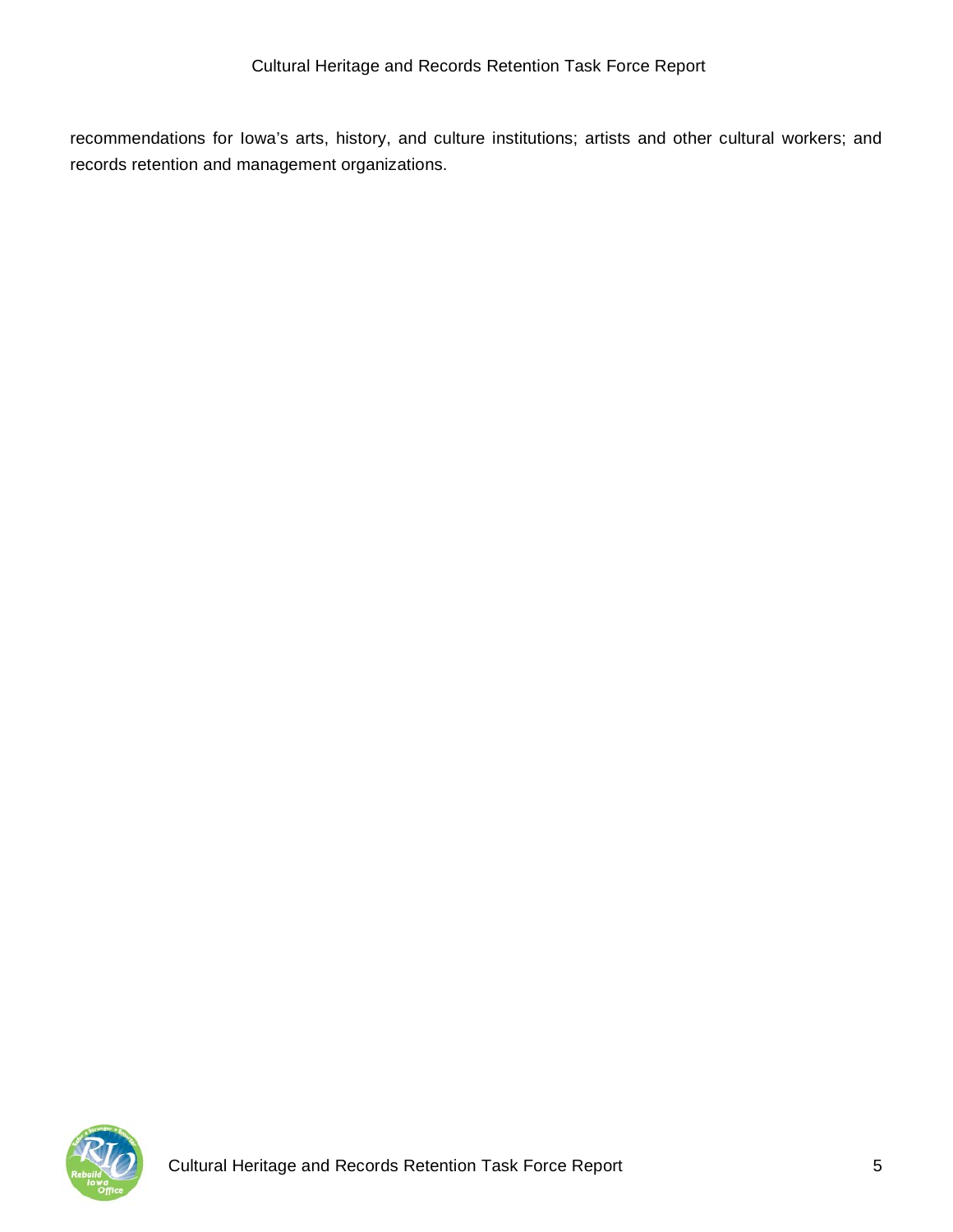recommendations for Iowa's arts, history, and culture institutions; artists and other cultural workers; and records retention and management organizations.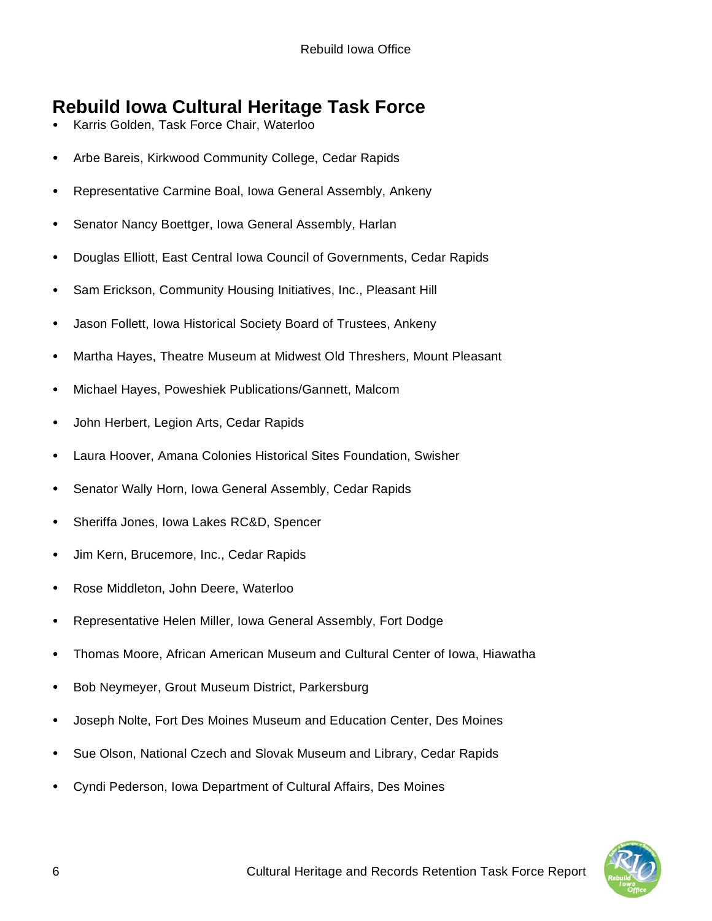## Rebuild Iowa Cultural Heritage Task Force

- Karris Golden, Task Force Chair, Waterloo
- Arbe Bareis, Kirkwood Community College, Cedar Rapids
- Representative Carmine Boal, Iowa General Assembly, Ankeny
- Senator Nancy Boettger, Iowa General Assembly, Harlan
- Douglas Elliott, East Central Iowa Council of Governments, Cedar Rapids
- Sam Erickson, Community Housing Initiatives, Inc., Pleasant Hill
- Jason Follett, Iowa Historical Society Board of Trustees, Ankeny
- Martha Hayes, Theatre Museum at Midwest Old Threshers, Mount Pleasant
- Michael Hayes, Poweshiek Publications/Gannett, Malcom
- John Herbert, Legion Arts, Cedar Rapids
- Laura Hoover, Amana Colonies Historical Sites Foundation, Swisher
- Senator Wally Horn, Iowa General Assembly, Cedar Rapids
- Sheriffa Jones, Iowa Lakes RC&D, Spencer
- Jim Kern, Brucemore, Inc., Cedar Rapids
- Rose Middleton, John Deere, Waterloo
- Representative Helen Miller, Iowa General Assembly, Fort Dodge
- Thomas Moore, African American Museum and Cultural Center of Iowa, Hiawatha
- Bob Neymeyer, Grout Museum District, Parkersburg
- Joseph Nolte, Fort Des Moines Museum and Education Center, Des Moines
- Sue Olson, National Czech and Slovak Museum and Library, Cedar Rapids
- Cyndi Pederson, Iowa Department of Cultural Affairs, Des Moines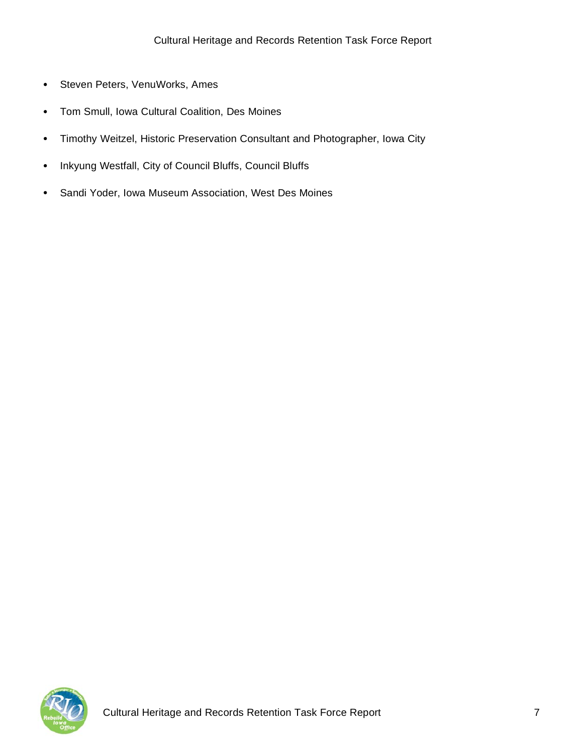- Steven Peters, VenuWorks, Ames
- Tom Smull, Iowa Cultural Coalition, Des Moines
- Timothy Weitzel, Historic Preservation Consultant and Photographer, Iowa City
- Inkyung Westfall, City of Council Bluffs, Council Bluffs
- Sandi Yoder, Iowa Museum Association, West Des Moines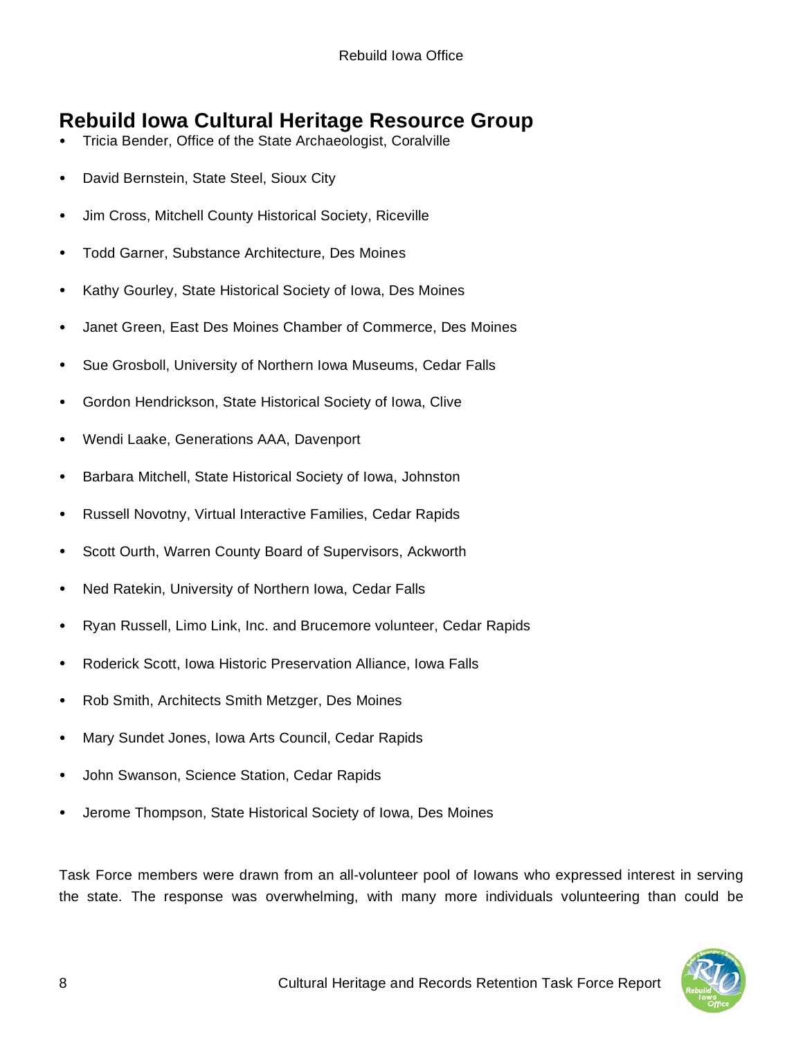## Rebuild Iowa Cultural Heritage Resource Group

- Tricia Bender, Office of the State Archaeologist, Coralville
- David Bernstein, State Steel, Sioux City
- Jim Cross, Mitchell County Historical Society, Riceville
- Todd Garner, Substance Architecture, Des Moines
- Kathy Gourley, State Historical Society of Iowa, Des Moines
- Janet Green, East Des Moines Chamber of Commerce, Des Moines
- Sue Grosboll, University of Northern Iowa Museums, Cedar Falls
- Gordon Hendrickson, State Historical Society of Iowa, Clive
- Wendi Laake, Generations AAA, Davenport
- Barbara Mitchell, State Historical Society of Iowa, Johnston
- Russell Novotny, Virtual Interactive Families, Cedar Rapids
- Scott Ourth, Warren County Board of Supervisors, Ackworth
- Ned Ratekin, University of Northern Iowa, Cedar Falls
- Ryan Russell, Limo Link, Inc. and Brucemore volunteer, Cedar Rapids
- Roderick Scott, Iowa Historic Preservation Alliance, Iowa Falls
- Rob Smith, Architects Smith Metzger, Des Moines
- Mary Sundet Jones, Iowa Arts Council, Cedar Rapids
- John Swanson, Science Station, Cedar Rapids
- Jerome Thompson, State Historical Society of Iowa, Des Moines

Task Force members were drawn from an all-volunteer pool of Iowans who expressed interest in serving the state. The response was overwhelming, with many more individuals volunteering than could be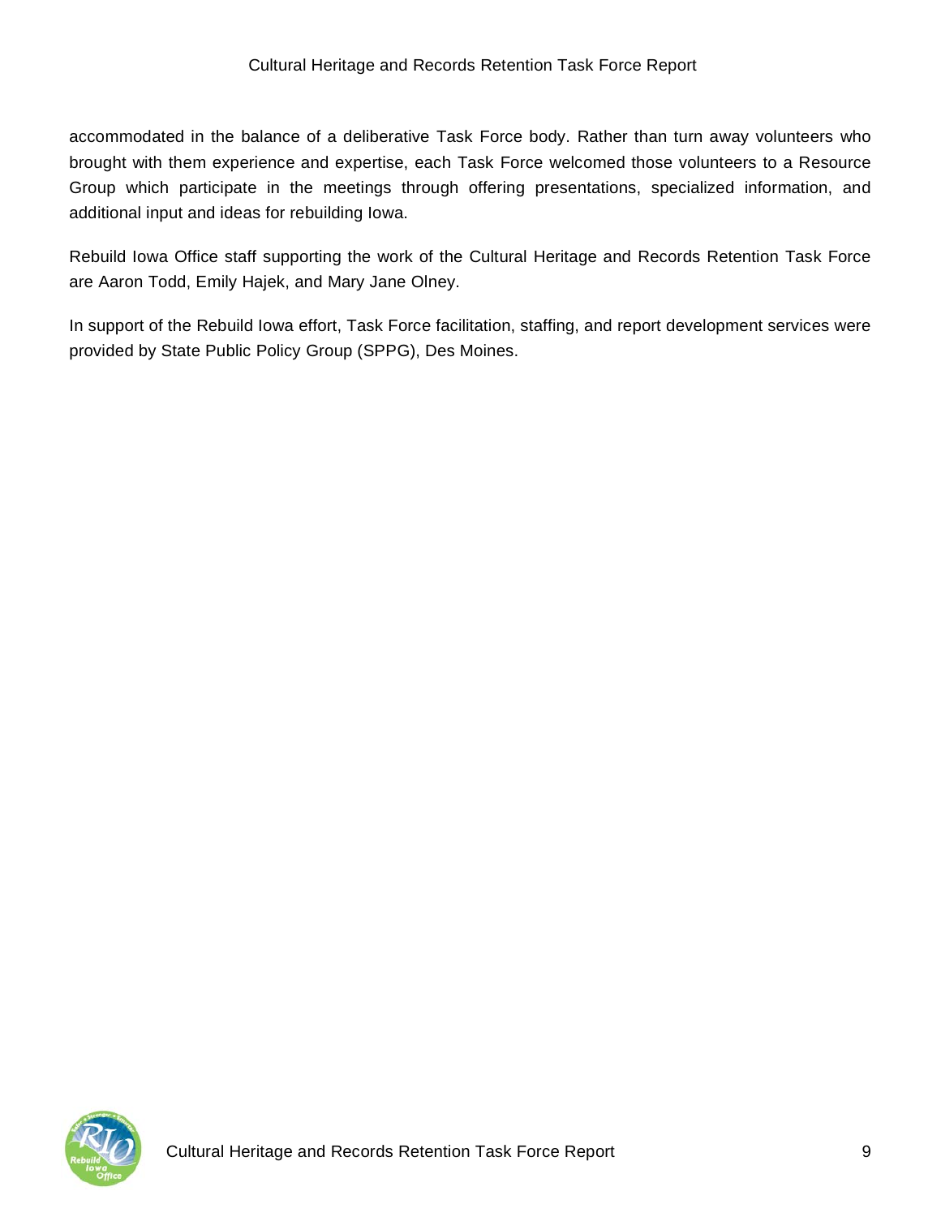accommodated in the balance of a deliberative Task Force body. Rather than turn away volunteers who brought with them experience and expertise, each Task Force welcomed those volunteers to a Resource Group which participate in the meetings through offering presentations, specialized information, and additional input and ideas for rebuilding Iowa.

Rebuild Iowa Office staff supporting the work of the Cultural Heritage and Records Retention Task Force are Aaron Todd, Emily Hajek, and Mary Jane Olney.

In support of the Rebuild Iowa effort, Task Force facilitation, staffing, and report development services were provided by State Public Policy Group (SPPG), Des Moines.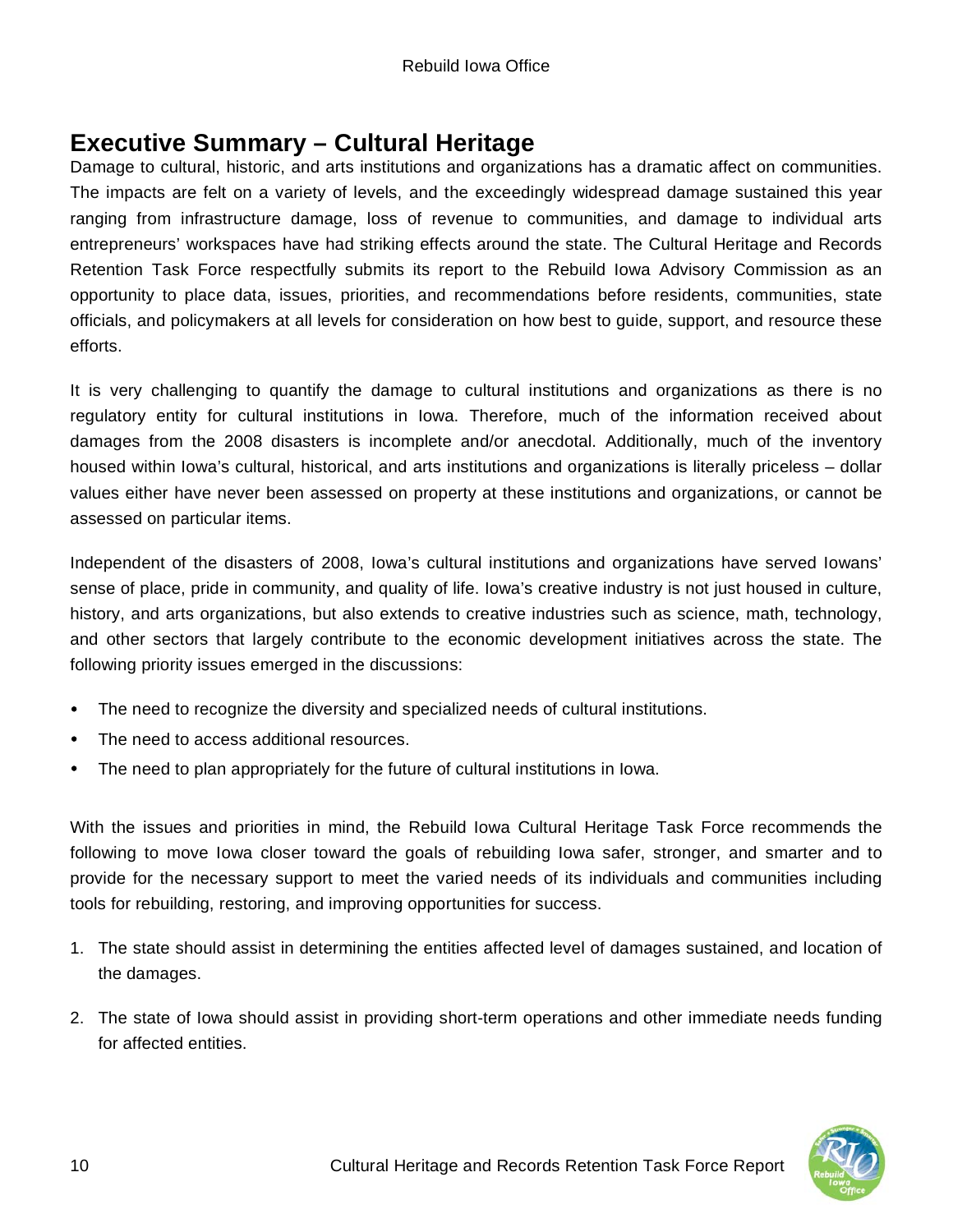## Executive Summary – Cultural Heritage

Damage to cultural, historic, and arts institutions and organizations has a dramatic affect on communities. The impacts are felt on a variety of levels, and the exceedingly widespread damage sustained this year ranging from infrastructure damage, loss of revenue to communities, and damage to individual arts entrepreneurs' workspaces have had striking effects around the state. The Cultural Heritage and Records Retention Task Force respectfully submits its report to the Rebuild Iowa Advisory Commission as an opportunity to place data, issues, priorities, and recommendations before residents, communities, state officials, and policymakers at all levels for consideration on how best to guide, support, and resource these efforts.

It is very challenging to quantify the damage to cultural institutions and organizations as there is no regulatory entity for cultural institutions in Iowa. Therefore, much of the information received about damages from the 2008 disasters is incomplete and/or anecdotal. Additionally, much of the inventory housed within Iowa's cultural, historical, and arts institutions and organizations is literally priceless – dollar values either have never been assessed on property at these institutions and organizations, or cannot be assessed on particular items.

Independent of the disasters of 2008, Iowa's cultural institutions and organizations have served Iowans' sense of place, pride in community, and quality of life. Iowa's creative industry is not just housed in culture, history, and arts organizations, but also extends to creative industries such as science, math, technology, and other sectors that largely contribute to the economic development initiatives across the state. The following priority issues emerged in the discussions:

- The need to recognize the diversity and specialized needs of cultural institutions.
- The need to access additional resources.
- The need to plan appropriately for the future of cultural institutions in Iowa.

With the issues and priorities in mind, the Rebuild Iowa Cultural Heritage Task Force recommends the following to move Iowa closer toward the goals of rebuilding Iowa safer, stronger, and smarter and to provide for the necessary support to meet the varied needs of its individuals and communities including tools for rebuilding, restoring, and improving opportunities for success.

1. The state should assist in determining the entities affected level of damages sustained, and location of the damages.
2. The state of Iowa should assist in providing short-term operations and other immediate needs funding for affected entities.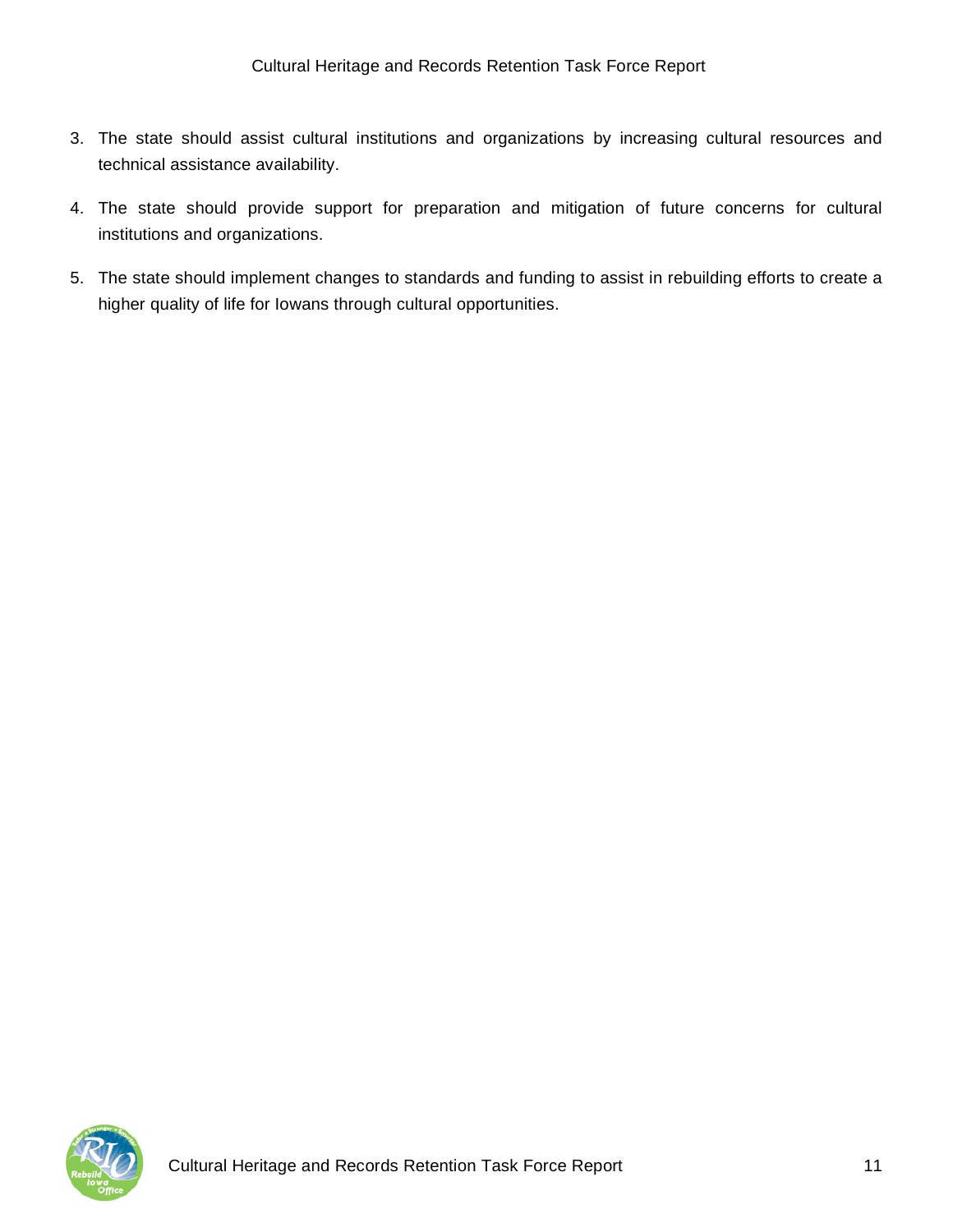3. The state should assist cultural institutions and organizations by increasing cultural resources and technical assistance availability.
4. The state should provide support for preparation and mitigation of future concerns for cultural institutions and organizations.
5. The state should implement changes to standards and funding to assist in rebuilding efforts to create a higher quality of life for Iowans through cultural opportunities.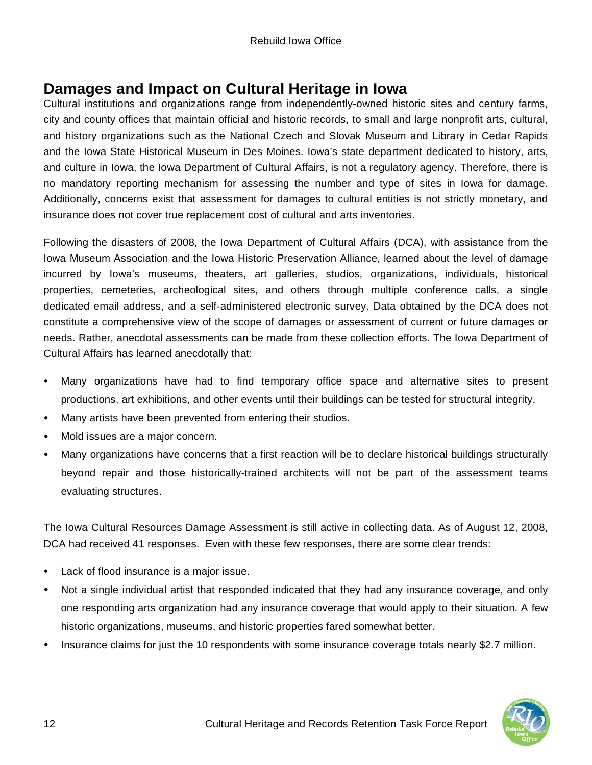## Damages and Impact on Cultural Heritage in Iowa

Cultural institutions and organizations range from independently-owned historic sites and century farms, city and county offices that maintain official and historic records, to small and large nonprofit arts, cultural, and history organizations such as the National Czech and Slovak Museum and Library in Cedar Rapids and the Iowa State Historical Museum in Des Moines. Iowa's state department dedicated to history, arts, and culture in Iowa, the Iowa Department of Cultural Affairs, is not a regulatory agency. Therefore, there is no mandatory reporting mechanism for assessing the number and type of sites in Iowa for damage. Additionally, concerns exist that assessment for damages to cultural entities is not strictly monetary, and insurance does not cover true replacement cost of cultural and arts inventories.

Following the disasters of 2008, the Iowa Department of Cultural Affairs (DCA), with assistance from the Iowa Museum Association and the Iowa Historic Preservation Alliance, learned about the level of damage incurred by Iowa's museums, theaters, art galleries, studios, organizations, individuals, historical properties, cemeteries, archeological sites, and others through multiple conference calls, a single dedicated email address, and a self-administered electronic survey. Data obtained by the DCA does not constitute a comprehensive view of the scope of damages or assessment of current or future damages or needs. Rather, anecdotal assessments can be made from these collection efforts. The Iowa Department of Cultural Affairs has learned anecdotally that:

- Many organizations have had to find temporary office space and alternative sites to present productions, art exhibitions, and other events until their buildings can be tested for structural integrity.
- Many artists have been prevented from entering their studios.
- Mold issues are a major concern.
- Many organizations have concerns that a first reaction will be to declare historical buildings structurally beyond repair and those historically-trained architects will not be part of the assessment teams evaluating structures.

The Iowa Cultural Resources Damage Assessment is still active in collecting data. As of August 12, 2008, DCA had received 41 responses. Even with these few responses, there are some clear trends:

- Lack of flood insurance is a major issue.
- Not a single individual artist that responded indicated that they had any insurance coverage, and only one responding arts organization had any insurance coverage that would apply to their situation. A few historic organizations, museums, and historic properties fared somewhat better.
- Insurance claims for just the 10 respondents with some insurance coverage totals nearly $2.7 million.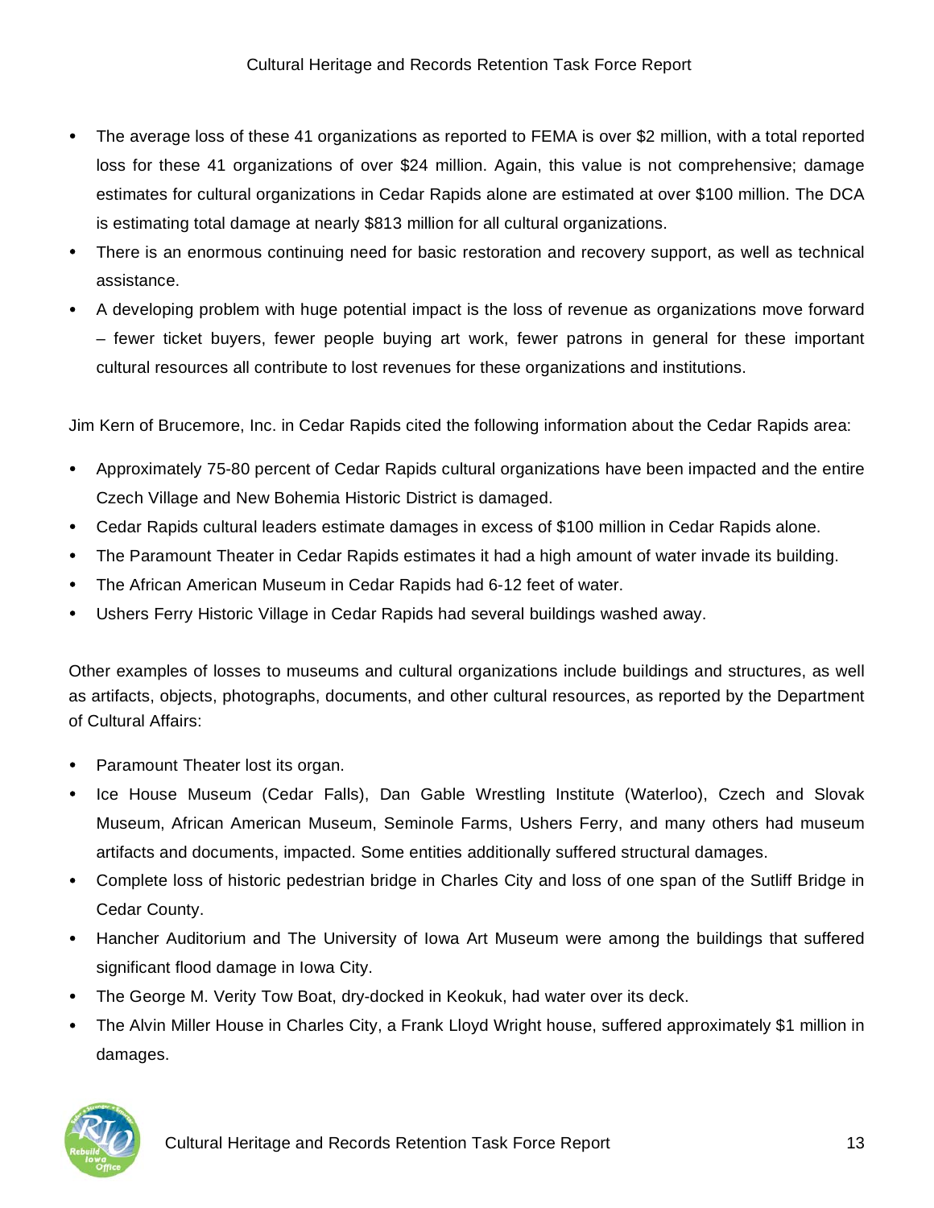- The average loss of these 41 organizations as reported to FEMA is over $2 million, with a total reported loss for these 41 organizations of over $24 million. Again, this value is not comprehensive; damage estimates for cultural organizations in Cedar Rapids alone are estimated at over $100 million. The DCA is estimating total damage at nearly $813 million for all cultural organizations.
- There is an enormous continuing need for basic restoration and recovery support, as well as technical assistance.
- A developing problem with huge potential impact is the loss of revenue as organizations move forward – fewer ticket buyers, fewer people buying art work, fewer patrons in general for these important cultural resources all contribute to lost revenues for these organizations and institutions.

Jim Kern of Brucemore, Inc. in Cedar Rapids cited the following information about the Cedar Rapids area:

- Approximately 75-80 percent of Cedar Rapids cultural organizations have been impacted and the entire Czech Village and New Bohemia Historic District is damaged.
- Cedar Rapids cultural leaders estimate damages in excess of $100 million in Cedar Rapids alone.
- The Paramount Theater in Cedar Rapids estimates it had a high amount of water invade its building.
- The African American Museum in Cedar Rapids had 6-12 feet of water.
- Ushers Ferry Historic Village in Cedar Rapids had several buildings washed away.

Other examples of losses to museums and cultural organizations include buildings and structures, as well as artifacts, objects, photographs, documents, and other cultural resources, as reported by the Department of Cultural Affairs:

- Paramount Theater lost its organ.
- Ice House Museum (Cedar Falls), Dan Gable Wrestling Institute (Waterloo), Czech and Slovak Museum, African American Museum, Seminole Farms, Ushers Ferry, and many others had museum artifacts and documents, impacted. Some entities additionally suffered structural damages.
- Complete loss of historic pedestrian bridge in Charles City and loss of one span of the Sutliff Bridge in Cedar County.
- Hancher Auditorium and The University of Iowa Art Museum were among the buildings that suffered significant flood damage in Iowa City.
- The George M. Verity Tow Boat, dry-docked in Keokuk, had water over its deck.
- The Alvin Miller House in Charles City, a Frank Lloyd Wright house, suffered approximately $1 million in damages.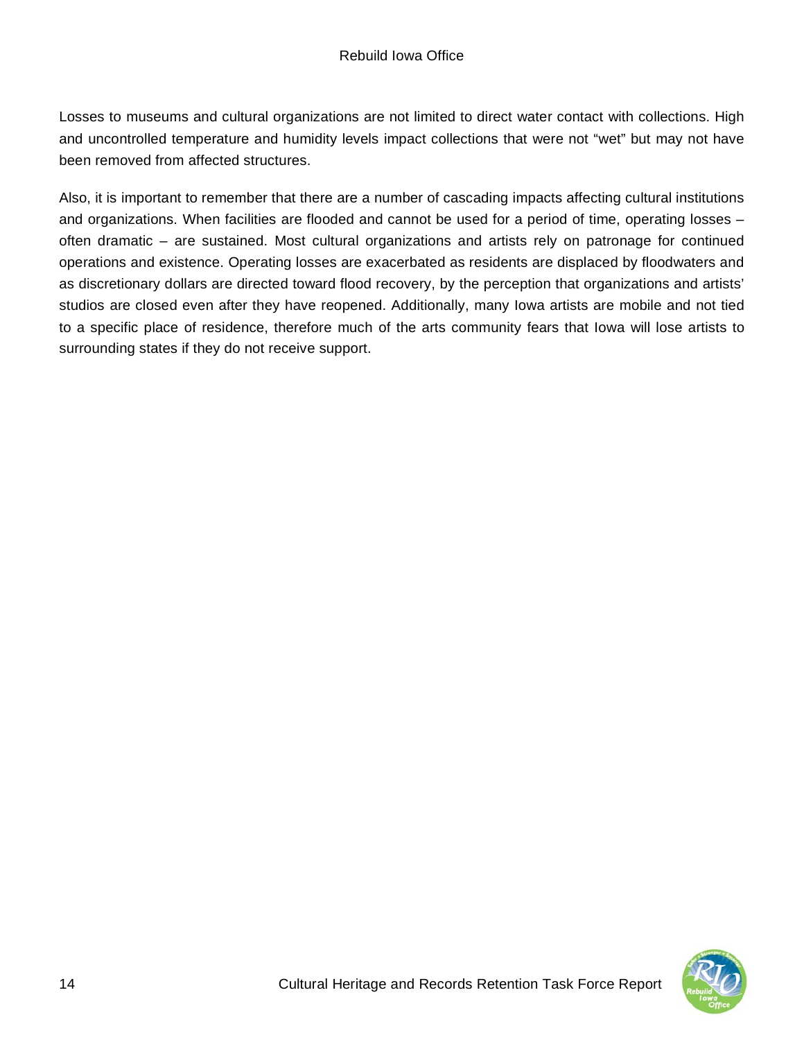Losses to museums and cultural organizations are not limited to direct water contact with collections. High and uncontrolled temperature and humidity levels impact collections that were not "wet" but may not have been removed from affected structures.

Also, it is important to remember that there are a number of cascading impacts affecting cultural institutions and organizations. When facilities are flooded and cannot be used for a period of time, operating losses – often dramatic – are sustained. Most cultural organizations and artists rely on patronage for continued operations and existence. Operating losses are exacerbated as residents are displaced by floodwaters and as discretionary dollars are directed toward flood recovery, by the perception that organizations and artists' studios are closed even after they have reopened. Additionally, many Iowa artists are mobile and not tied to a specific place of residence, therefore much of the arts community fears that Iowa will lose artists to surrounding states if they do not receive support.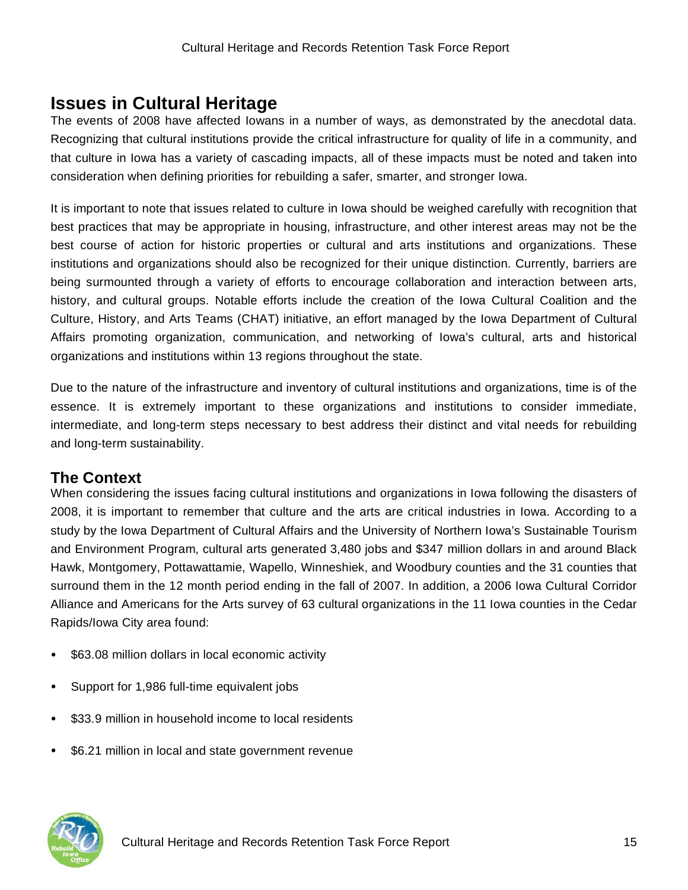## Issues in Cultural Heritage

The events of 2008 have affected Iowans in a number of ways, as demonstrated by the anecdotal data. Recognizing that cultural institutions provide the critical infrastructure for quality of life in a community, and that culture in Iowa has a variety of cascading impacts, all of these impacts must be noted and taken into consideration when defining priorities for rebuilding a safer, smarter, and stronger Iowa.

It is important to note that issues related to culture in Iowa should be weighed carefully with recognition that best practices that may be appropriate in housing, infrastructure, and other interest areas may not be the best course of action for historic properties or cultural and arts institutions and organizations. These institutions and organizations should also be recognized for their unique distinction. Currently, barriers are being surmounted through a variety of efforts to encourage collaboration and interaction between arts, history, and cultural groups. Notable efforts include the creation of the Iowa Cultural Coalition and the Culture, History, and Arts Teams (CHAT) initiative, an effort managed by the Iowa Department of Cultural Affairs promoting organization, communication, and networking of Iowa's cultural, arts and historical organizations and institutions within 13 regions throughout the state.

Due to the nature of the infrastructure and inventory of cultural institutions and organizations, time is of the essence. It is extremely important to these organizations and institutions to consider immediate, intermediate, and long-term steps necessary to best address their distinct and vital needs for rebuilding and long-term sustainability.

### The Context

When considering the issues facing cultural institutions and organizations in Iowa following the disasters of 2008, it is important to remember that culture and the arts are critical industries in Iowa. According to a study by the Iowa Department of Cultural Affairs and the University of Northern Iowa's Sustainable Tourism and Environment Program, cultural arts generated 3,480 jobs and $347 million dollars in and around Black Hawk, Montgomery, Pottawattamie, Wapello, Winneshiek, and Woodbury counties and the 31 counties that surround them in the 12 month period ending in the fall of 2007. In addition, a 2006 Iowa Cultural Corridor Alliance and Americans for the Arts survey of 63 cultural organizations in the 11 Iowa counties in the Cedar Rapids/Iowa City area found:

- $63.08 million dollars in local economic activity
- Support for 1,986 full-time equivalent jobs
- $33.9 million in household income to local residents
- $6.21 million in local and state government revenue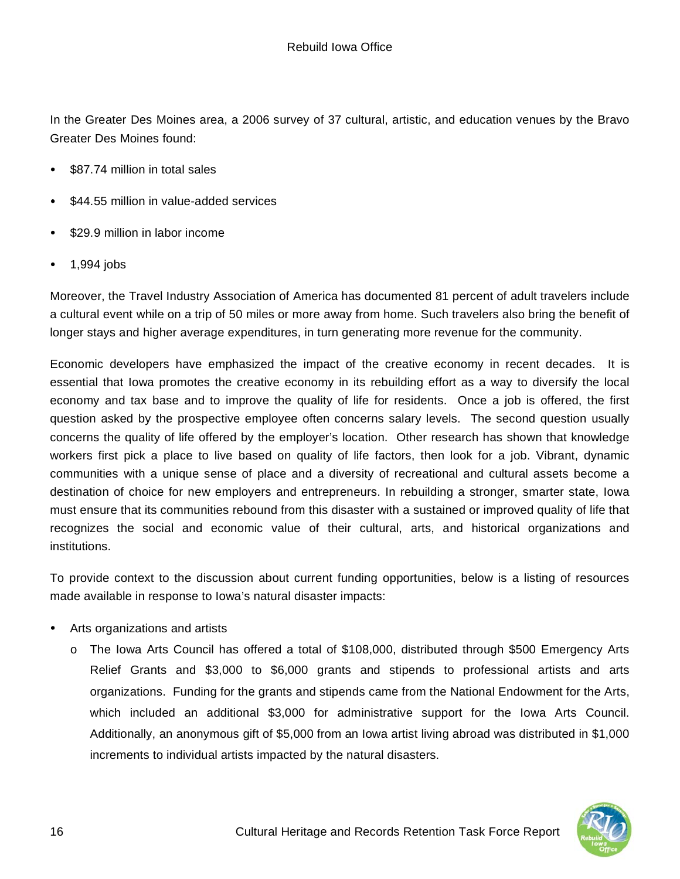In the Greater Des Moines area, a 2006 survey of 37 cultural, artistic, and education venues by the Bravo Greater Des Moines found:

- $87.74 million in total sales
- $44.55 million in value-added services
- $29.9 million in labor income
- 1,994 jobs

Moreover, the Travel Industry Association of America has documented 81 percent of adult travelers include a cultural event while on a trip of 50 miles or more away from home. Such travelers also bring the benefit of longer stays and higher average expenditures, in turn generating more revenue for the community.

Economic developers have emphasized the impact of the creative economy in recent decades. It is essential that Iowa promotes the creative economy in its rebuilding effort as a way to diversify the local economy and tax base and to improve the quality of life for residents. Once a job is offered, the first question asked by the prospective employee often concerns salary levels. The second question usually concerns the quality of life offered by the employer's location. Other research has shown that knowledge workers first pick a place to live based on quality of life factors, then look for a job. Vibrant, dynamic communities with a unique sense of place and a diversity of recreational and cultural assets become a destination of choice for new employers and entrepreneurs. In rebuilding a stronger, smarter state, Iowa must ensure that its communities rebound from this disaster with a sustained or improved quality of life that recognizes the social and economic value of their cultural, arts, and historical organizations and institutions.

To provide context to the discussion about current funding opportunities, below is a listing of resources made available in response to Iowa's natural disaster impacts:

- Arts organizations and artists
  - The Iowa Arts Council has offered a total of $108,000, distributed through $500 Emergency Arts Relief Grants and $3,000 to $6,000 grants and stipends to professional artists and arts organizations. Funding for the grants and stipends came from the National Endowment for the Arts, which included an additional $3,000 for administrative support for the Iowa Arts Council. Additionally, an anonymous gift of $5,000 from an Iowa artist living abroad was distributed in $1,000 increments to individual artists impacted by the natural disasters.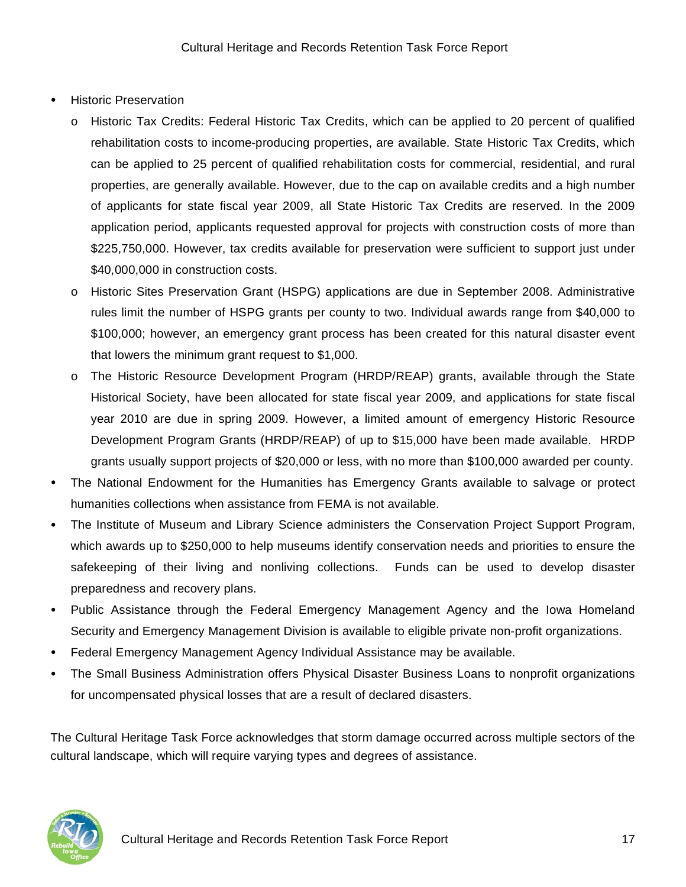- Historic Preservation
    - Historic Tax Credits: Federal Historic Tax Credits, which can be applied to 20 percent of qualified rehabilitation costs to income-producing properties, are available. State Historic Tax Credits, which can be applied to 25 percent of qualified rehabilitation costs for commercial, residential, and rural properties, are generally available. However, due to the cap on available credits and a high number of applicants for state fiscal year 2009, all State Historic Tax Credits are reserved. In the 2009 application period, applicants requested approval for projects with construction costs of more than $225,750,000. However, tax credits available for preservation were sufficient to support just under $40,000,000 in construction costs.
    - Historic Sites Preservation Grant (HSPG) applications are due in September 2008. Administrative rules limit the number of HSPG grants per county to two. Individual awards range from $40,000 to $100,000; however, an emergency grant process has been created for this natural disaster event that lowers the minimum grant request to $1,000.
    - The Historic Resource Development Program (HRDP/REAP) grants, available through the State Historical Society, have been allocated for state fiscal year 2009, and applications for state fiscal year 2010 are due in spring 2009. However, a limited amount of emergency Historic Resource Development Program Grants (HRDP/REAP) of up to $15,000 have been made available. HRDP grants usually support projects of $20,000 or less, with no more than $100,000 awarded per county.
- The National Endowment for the Humanities has Emergency Grants available to salvage or protect humanities collections when assistance from FEMA is not available.
- The Institute of Museum and Library Science administers the Conservation Project Support Program, which awards up to $250,000 to help museums identify conservation needs and priorities to ensure the safekeeping of their living and nonliving collections. Funds can be used to develop disaster preparedness and recovery plans.
- Public Assistance through the Federal Emergency Management Agency and the Iowa Homeland Security and Emergency Management Division is available to eligible private non-profit organizations.
- Federal Emergency Management Agency Individual Assistance may be available.
- The Small Business Administration offers Physical Disaster Business Loans to nonprofit organizations for uncompensated physical losses that are a result of declared disasters.

The Cultural Heritage Task Force acknowledges that storm damage occurred across multiple sectors of the cultural landscape, which will require varying types and degrees of assistance.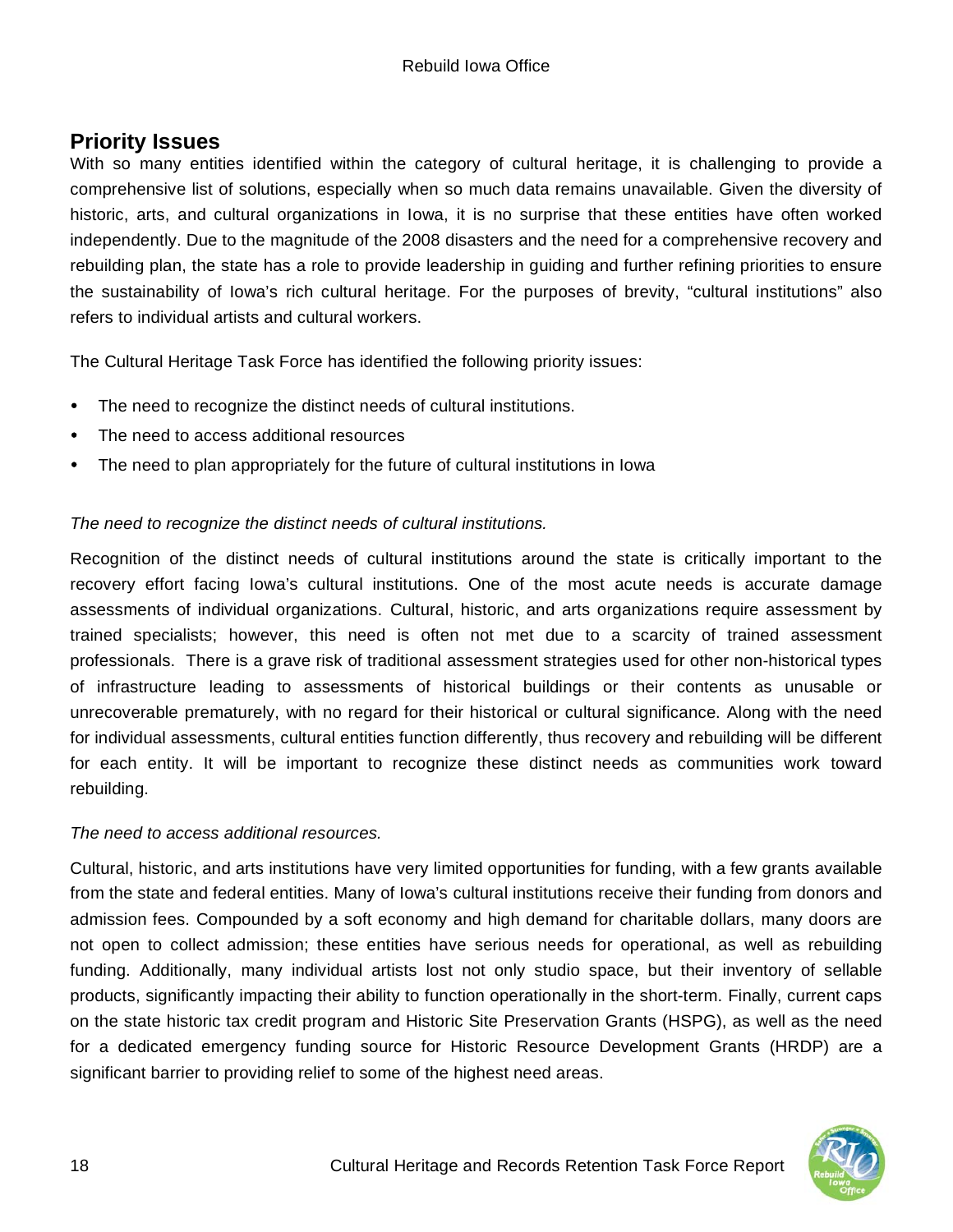## Priority Issues

With so many entities identified within the category of cultural heritage, it is challenging to provide a comprehensive list of solutions, especially when so much data remains unavailable. Given the diversity of historic, arts, and cultural organizations in Iowa, it is no surprise that these entities have often worked independently. Due to the magnitude of the 2008 disasters and the need for a comprehensive recovery and rebuilding plan, the state has a role to provide leadership in guiding and further refining priorities to ensure the sustainability of Iowa's rich cultural heritage. For the purposes of brevity, "cultural institutions" also refers to individual artists and cultural workers.

The Cultural Heritage Task Force has identified the following priority issues:

- The need to recognize the distinct needs of cultural institutions.
- The need to access additional resources
- The need to plan appropriately for the future of cultural institutions in Iowa

*The need to recognize the distinct needs of cultural institutions.*

Recognition of the distinct needs of cultural institutions around the state is critically important to the recovery effort facing Iowa's cultural institutions. One of the most acute needs is accurate damage assessments of individual organizations. Cultural, historic, and arts organizations require assessment by trained specialists; however, this need is often not met due to a scarcity of trained assessment professionals. There is a grave risk of traditional assessment strategies used for other non-historical types of infrastructure leading to assessments of historical buildings or their contents as unusable or unrecoverable prematurely, with no regard for their historical or cultural significance. Along with the need for individual assessments, cultural entities function differently, thus recovery and rebuilding will be different for each entity. It will be important to recognize these distinct needs as communities work toward rebuilding.

*The need to access additional resources.*

Cultural, historic, and arts institutions have very limited opportunities for funding, with a few grants available from the state and federal entities. Many of Iowa's cultural institutions receive their funding from donors and admission fees. Compounded by a soft economy and high demand for charitable dollars, many doors are not open to collect admission; these entities have serious needs for operational, as well as rebuilding funding. Additionally, many individual artists lost not only studio space, but their inventory of sellable products, significantly impacting their ability to function operationally in the short-term. Finally, current caps on the state historic tax credit program and Historic Site Preservation Grants (HSPG), as well as the need for a dedicated emergency funding source for Historic Resource Development Grants (HRDP) are a significant barrier to providing relief to some of the highest need areas.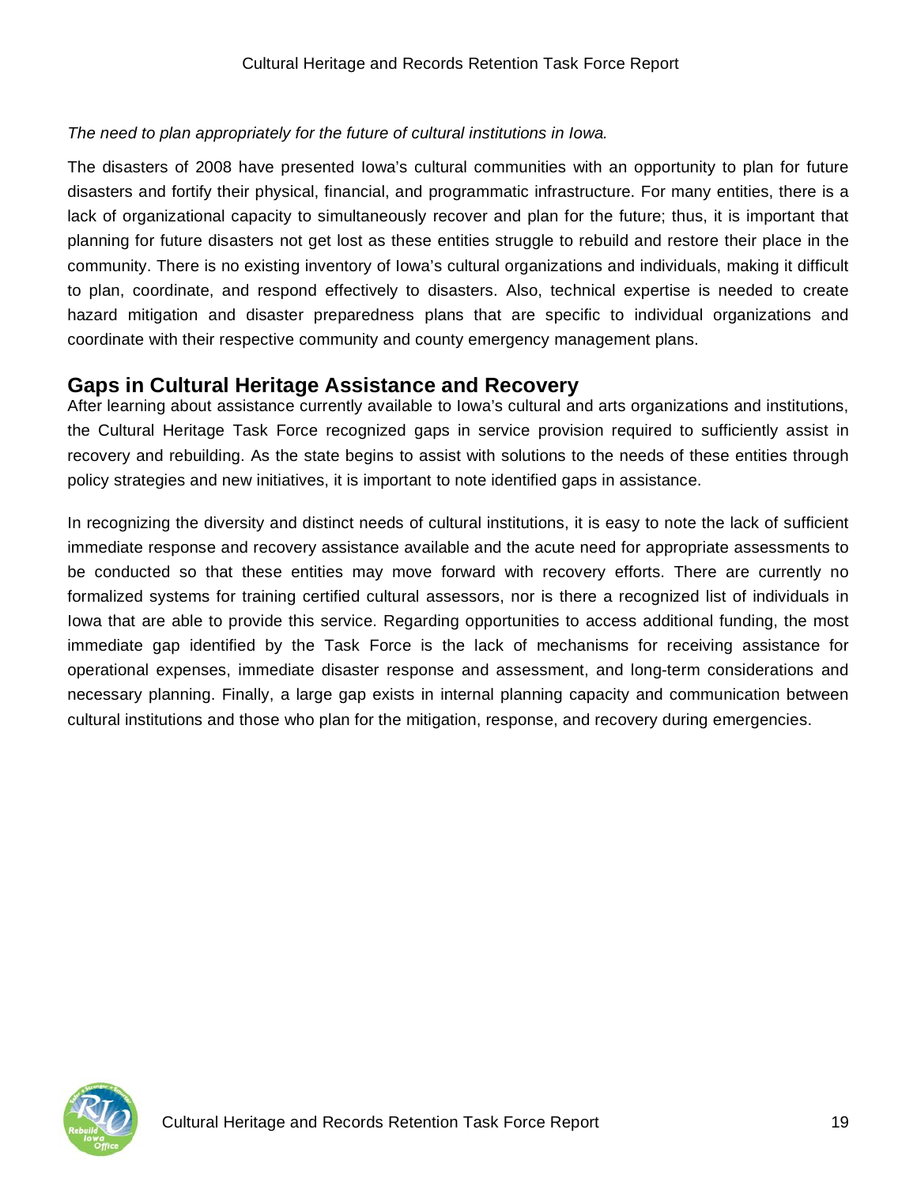*The need to plan appropriately for the future of cultural institutions in Iowa.*

The disasters of 2008 have presented Iowa's cultural communities with an opportunity to plan for future disasters and fortify their physical, financial, and programmatic infrastructure. For many entities, there is a lack of organizational capacity to simultaneously recover and plan for the future; thus, it is important that planning for future disasters not get lost as these entities struggle to rebuild and restore their place in the community. There is no existing inventory of Iowa's cultural organizations and individuals, making it difficult to plan, coordinate, and respond effectively to disasters. Also, technical expertise is needed to create hazard mitigation and disaster preparedness plans that are specific to individual organizations and coordinate with their respective community and county emergency management plans.

## Gaps in Cultural Heritage Assistance and Recovery

After learning about assistance currently available to Iowa's cultural and arts organizations and institutions, the Cultural Heritage Task Force recognized gaps in service provision required to sufficiently assist in recovery and rebuilding. As the state begins to assist with solutions to the needs of these entities through policy strategies and new initiatives, it is important to note identified gaps in assistance.

In recognizing the diversity and distinct needs of cultural institutions, it is easy to note the lack of sufficient immediate response and recovery assistance available and the acute need for appropriate assessments to be conducted so that these entities may move forward with recovery efforts. There are currently no formalized systems for training certified cultural assessors, nor is there a recognized list of individuals in Iowa that are able to provide this service. Regarding opportunities to access additional funding, the most immediate gap identified by the Task Force is the lack of mechanisms for receiving assistance for operational expenses, immediate disaster response and assessment, and long-term considerations and necessary planning. Finally, a large gap exists in internal planning capacity and communication between cultural institutions and those who plan for the mitigation, response, and recovery during emergencies.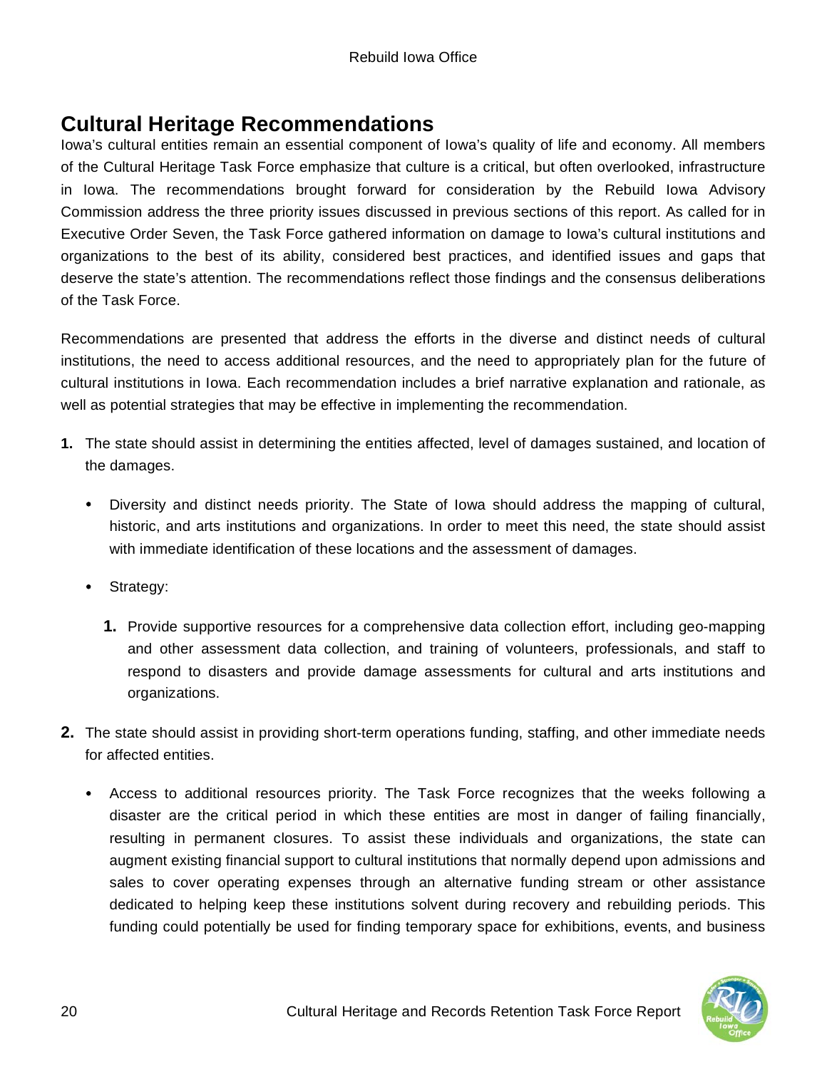## Cultural Heritage Recommendations

Iowa's cultural entities remain an essential component of Iowa's quality of life and economy. All members of the Cultural Heritage Task Force emphasize that culture is a critical, but often overlooked, infrastructure in Iowa. The recommendations brought forward for consideration by the Rebuild Iowa Advisory Commission address the three priority issues discussed in previous sections of this report. As called for in Executive Order Seven, the Task Force gathered information on damage to Iowa's cultural institutions and organizations to the best of its ability, considered best practices, and identified issues and gaps that deserve the state's attention. The recommendations reflect those findings and the consensus deliberations of the Task Force.

Recommendations are presented that address the efforts in the diverse and distinct needs of cultural institutions, the need to access additional resources, and the need to appropriately plan for the future of cultural institutions in Iowa. Each recommendation includes a brief narrative explanation and rationale, as well as potential strategies that may be effective in implementing the recommendation.

**1.** The state should assist in determining the entities affected, level of damages sustained, and location of the damages.

- Diversity and distinct needs priority. The State of Iowa should address the mapping of cultural, historic, and arts institutions and organizations. In order to meet this need, the state should assist with immediate identification of these locations and the assessment of damages.
- Strategy:
  **1.** Provide supportive resources for a comprehensive data collection effort, including geo-mapping and other assessment data collection, and training of volunteers, professionals, and staff to respond to disasters and provide damage assessments for cultural and arts institutions and organizations.

**2.** The state should assist in providing short-term operations funding, staffing, and other immediate needs for affected entities.

- Access to additional resources priority. The Task Force recognizes that the weeks following a disaster are the critical period in which these entities are most in danger of failing financially, resulting in permanent closures. To assist these individuals and organizations, the state can augment existing financial support to cultural institutions that normally depend upon admissions and sales to cover operating expenses through an alternative funding stream or other assistance dedicated to helping keep these institutions solvent during recovery and rebuilding periods. This funding could potentially be used for finding temporary space for exhibitions, events, and business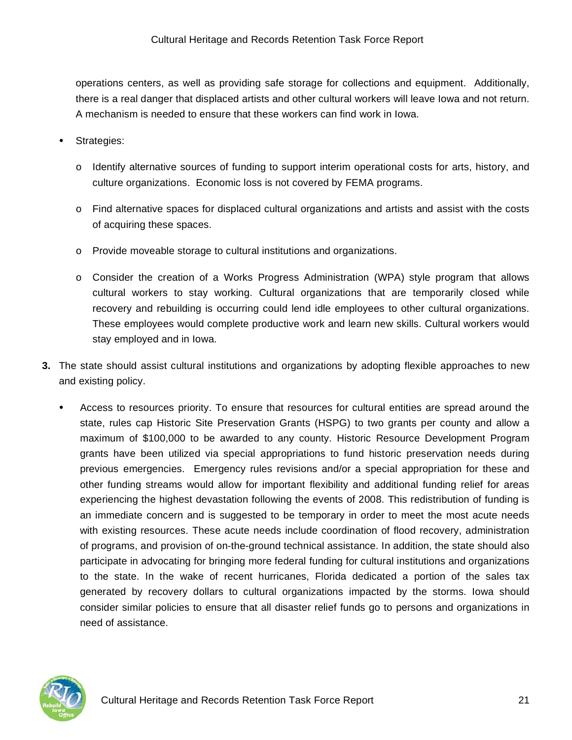operations centers, as well as providing safe storage for collections and equipment. Additionally, there is a real danger that displaced artists and other cultural workers will leave Iowa and not return. A mechanism is needed to ensure that these workers can find work in Iowa.

- Strategies:
  - Identify alternative sources of funding to support interim operational costs for arts, history, and culture organizations. Economic loss is not covered by FEMA programs.
  - Find alternative spaces for displaced cultural organizations and artists and assist with the costs of acquiring these spaces.
  - Provide moveable storage to cultural institutions and organizations.
  - Consider the creation of a Works Progress Administration (WPA) style program that allows cultural workers to stay working. Cultural organizations that are temporarily closed while recovery and rebuilding is occurring could lend idle employees to other cultural organizations. These employees would complete productive work and learn new skills. Cultural workers would stay employed and in Iowa.

**3.** The state should assist cultural institutions and organizations by adopting flexible approaches to new and existing policy.

- Access to resources priority. To ensure that resources for cultural entities are spread around the state, rules cap Historic Site Preservation Grants (HSPG) to two grants per county and allow a maximum of $100,000 to be awarded to any county. Historic Resource Development Program grants have been utilized via special appropriations to fund historic preservation needs during previous emergencies. Emergency rules revisions and/or a special appropriation for these and other funding streams would allow for important flexibility and additional funding relief for areas experiencing the highest devastation following the events of 2008. This redistribution of funding is an immediate concern and is suggested to be temporary in order to meet the most acute needs with existing resources. These acute needs include coordination of flood recovery, administration of programs, and provision of on-the-ground technical assistance. In addition, the state should also participate in advocating for bringing more federal funding for cultural institutions and organizations to the state. In the wake of recent hurricanes, Florida dedicated a portion of the sales tax generated by recovery dollars to cultural organizations impacted by the storms. Iowa should consider similar policies to ensure that all disaster relief funds go to persons and organizations in need of assistance.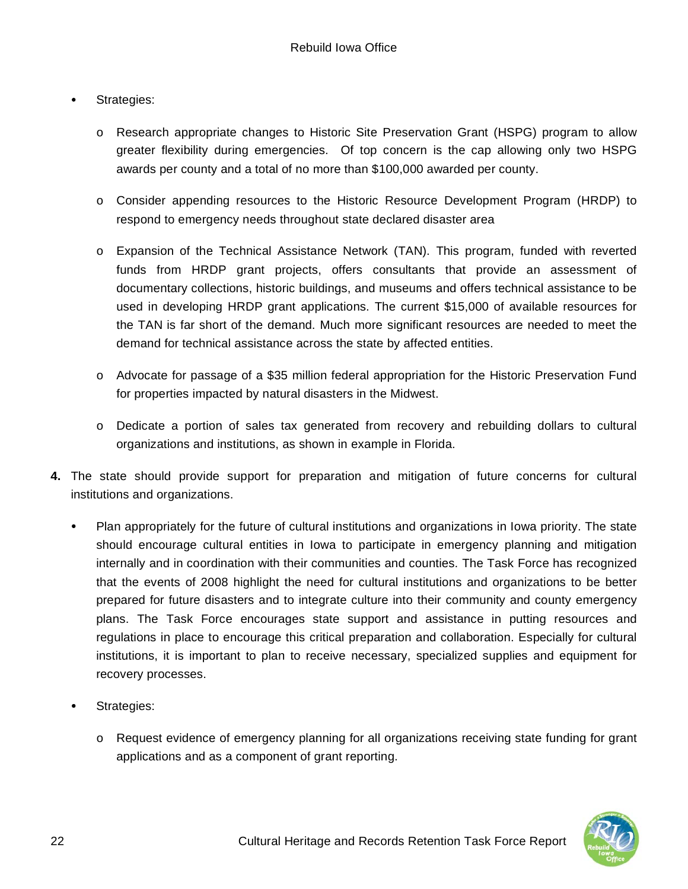- Strategies:
  - Research appropriate changes to Historic Site Preservation Grant (HSPG) program to allow greater flexibility during emergencies. Of top concern is the cap allowing only two HSPG awards per county and a total of no more than $100,000 awarded per county.
  - Consider appending resources to the Historic Resource Development Program (HRDP) to respond to emergency needs throughout state declared disaster area
  - Expansion of the Technical Assistance Network (TAN). This program, funded with reverted funds from HRDP grant projects, offers consultants that provide an assessment of documentary collections, historic buildings, and museums and offers technical assistance to be used in developing HRDP grant applications. The current $15,000 of available resources for the TAN is far short of the demand. Much more significant resources are needed to meet the demand for technical assistance across the state by affected entities.
  - Advocate for passage of a $35 million federal appropriation for the Historic Preservation Fund for properties impacted by natural disasters in the Midwest.
  - Dedicate a portion of sales tax generated from recovery and rebuilding dollars to cultural organizations and institutions, as shown in example in Florida.

**4.** The state should provide support for preparation and mitigation of future concerns for cultural institutions and organizations.

- Plan appropriately for the future of cultural institutions and organizations in Iowa priority. The state should encourage cultural entities in Iowa to participate in emergency planning and mitigation internally and in coordination with their communities and counties. The Task Force has recognized that the events of 2008 highlight the need for cultural institutions and organizations to be better prepared for future disasters and to integrate culture into their community and county emergency plans. The Task Force encourages state support and assistance in putting resources and regulations in place to encourage this critical preparation and collaboration. Especially for cultural institutions, it is important to plan to receive necessary, specialized supplies and equipment for recovery processes.
- Strategies:
  - Request evidence of emergency planning for all organizations receiving state funding for grant applications and as a component of grant reporting.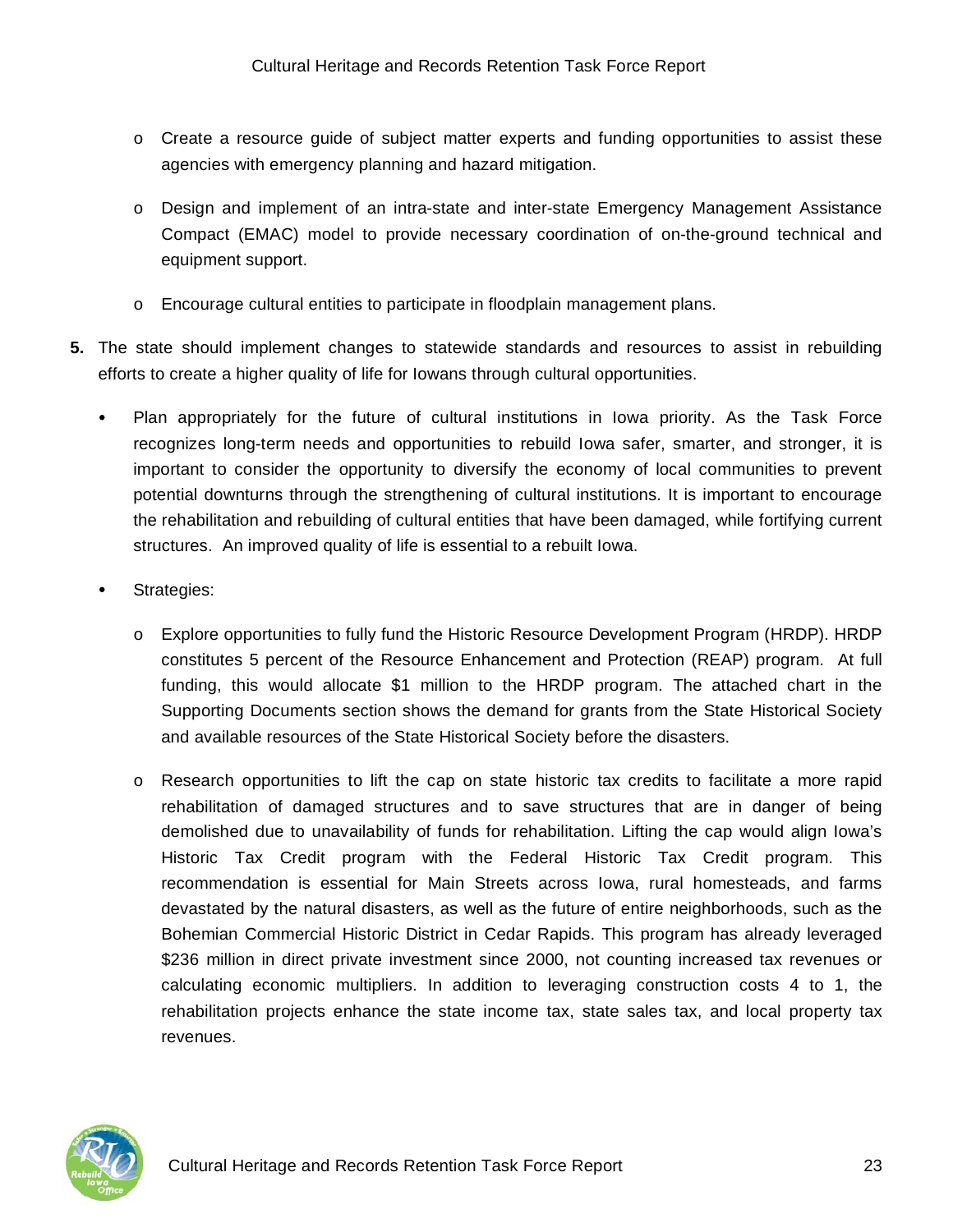- Create a resource guide of subject matter experts and funding opportunities to assist these agencies with emergency planning and hazard mitigation.

  - Design and implement of an intra-state and inter-state Emergency Management Assistance Compact (EMAC) model to provide necessary coordination of on-the-ground technical and equipment support.

  - Encourage cultural entities to participate in floodplain management plans.

**5.** The state should implement changes to statewide standards and resources to assist in rebuilding efforts to create a higher quality of life for Iowans through cultural opportunities.

- Plan appropriately for the future of cultural institutions in Iowa priority. As the Task Force recognizes long-term needs and opportunities to rebuild Iowa safer, smarter, and stronger, it is important to consider the opportunity to diversify the economy of local communities to prevent potential downturns through the strengthening of cultural institutions. It is important to encourage the rehabilitation and rebuilding of cultural entities that have been damaged, while fortifying current structures. An improved quality of life is essential to a rebuilt Iowa.

- Strategies:

  - Explore opportunities to fully fund the Historic Resource Development Program (HRDP). HRDP constitutes 5 percent of the Resource Enhancement and Protection (REAP) program. At full funding, this would allocate $1 million to the HRDP program. The attached chart in the Supporting Documents section shows the demand for grants from the State Historical Society and available resources of the State Historical Society before the disasters.

  - Research opportunities to lift the cap on state historic tax credits to facilitate a more rapid rehabilitation of damaged structures and to save structures that are in danger of being demolished due to unavailability of funds for rehabilitation. Lifting the cap would align Iowa's Historic Tax Credit program with the Federal Historic Tax Credit program. This recommendation is essential for Main Streets across Iowa, rural homesteads, and farms devastated by the natural disasters, as well as the future of entire neighborhoods, such as the Bohemian Commercial Historic District in Cedar Rapids. This program has already leveraged $236 million in direct private investment since 2000, not counting increased tax revenues or calculating economic multipliers. In addition to leveraging construction costs 4 to 1, the rehabilitation projects enhance the state income tax, state sales tax, and local property tax revenues.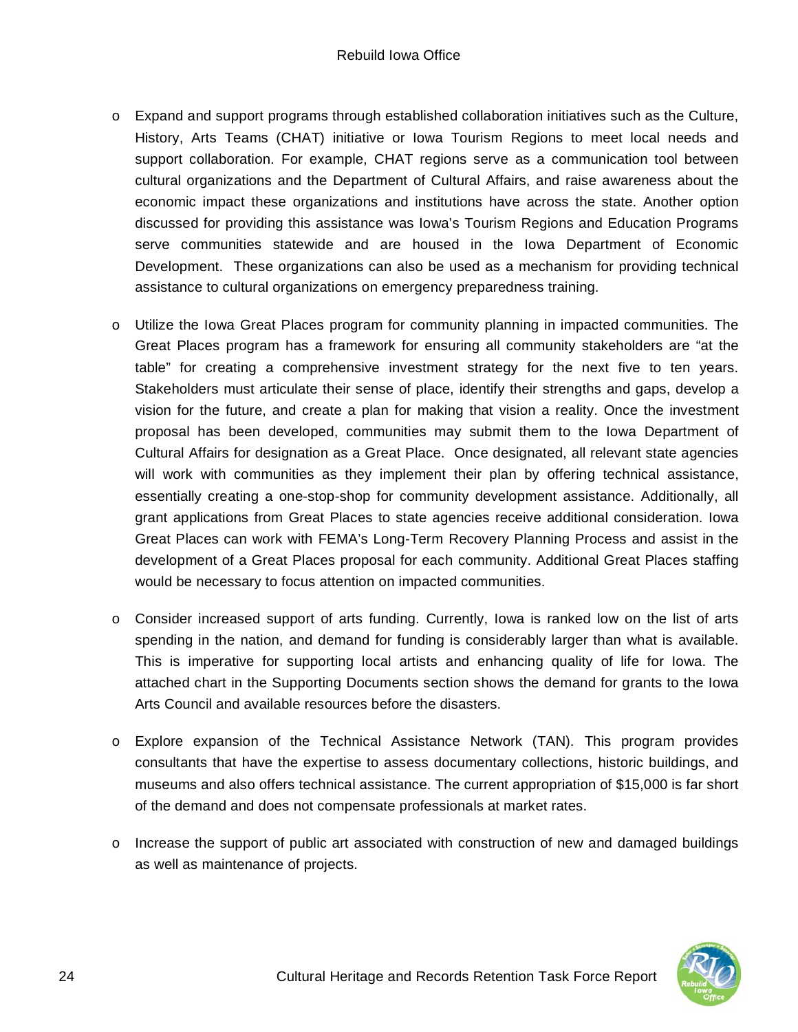- Expand and support programs through established collaboration initiatives such as the Culture, History, Arts Teams (CHAT) initiative or Iowa Tourism Regions to meet local needs and support collaboration. For example, CHAT regions serve as a communication tool between cultural organizations and the Department of Cultural Affairs, and raise awareness about the economic impact these organizations and institutions have across the state. Another option discussed for providing this assistance was Iowa's Tourism Regions and Education Programs serve communities statewide and are housed in the Iowa Department of Economic Development. These organizations can also be used as a mechanism for providing technical assistance to cultural organizations on emergency preparedness training.

- Utilize the Iowa Great Places program for community planning in impacted communities. The Great Places program has a framework for ensuring all community stakeholders are "at the table" for creating a comprehensive investment strategy for the next five to ten years. Stakeholders must articulate their sense of place, identify their strengths and gaps, develop a vision for the future, and create a plan for making that vision a reality. Once the investment proposal has been developed, communities may submit them to the Iowa Department of Cultural Affairs for designation as a Great Place. Once designated, all relevant state agencies will work with communities as they implement their plan by offering technical assistance, essentially creating a one-stop-shop for community development assistance. Additionally, all grant applications from Great Places to state agencies receive additional consideration. Iowa Great Places can work with FEMA's Long-Term Recovery Planning Process and assist in the development of a Great Places proposal for each community. Additional Great Places staffing would be necessary to focus attention on impacted communities.

- Consider increased support of arts funding. Currently, Iowa is ranked low on the list of arts spending in the nation, and demand for funding is considerably larger than what is available. This is imperative for supporting local artists and enhancing quality of life for Iowa. The attached chart in the Supporting Documents section shows the demand for grants to the Iowa Arts Council and available resources before the disasters.

- Explore expansion of the Technical Assistance Network (TAN). This program provides consultants that have the expertise to assess documentary collections, historic buildings, and museums and also offers technical assistance. The current appropriation of $15,000 is far short of the demand and does not compensate professionals at market rates.

- Increase the support of public art associated with construction of new and damaged buildings as well as maintenance of projects.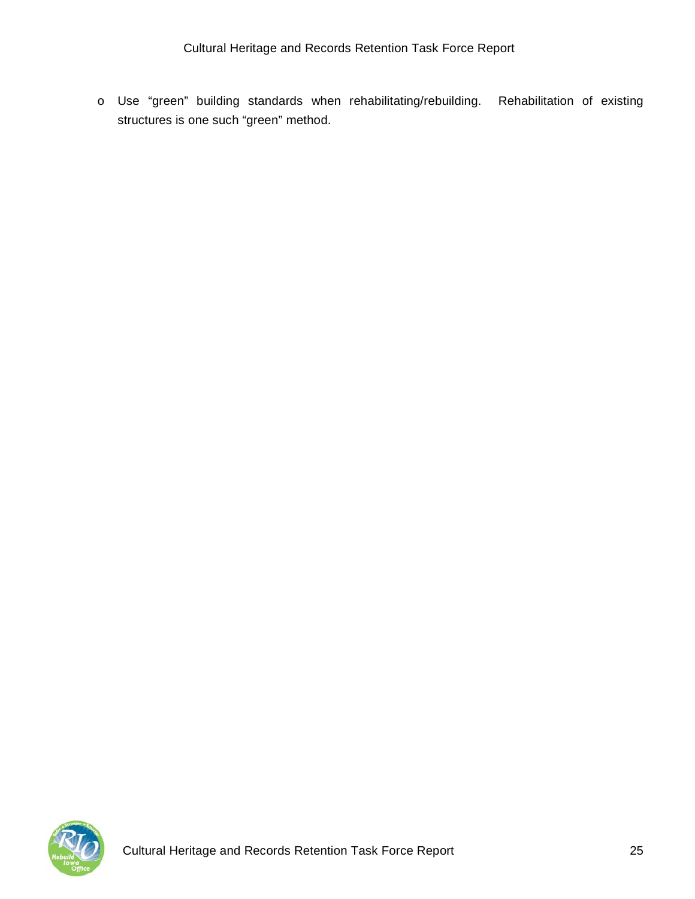- Use “green” building standards when rehabilitating/rebuilding. Rehabilitation of existing structures is one such “green” method.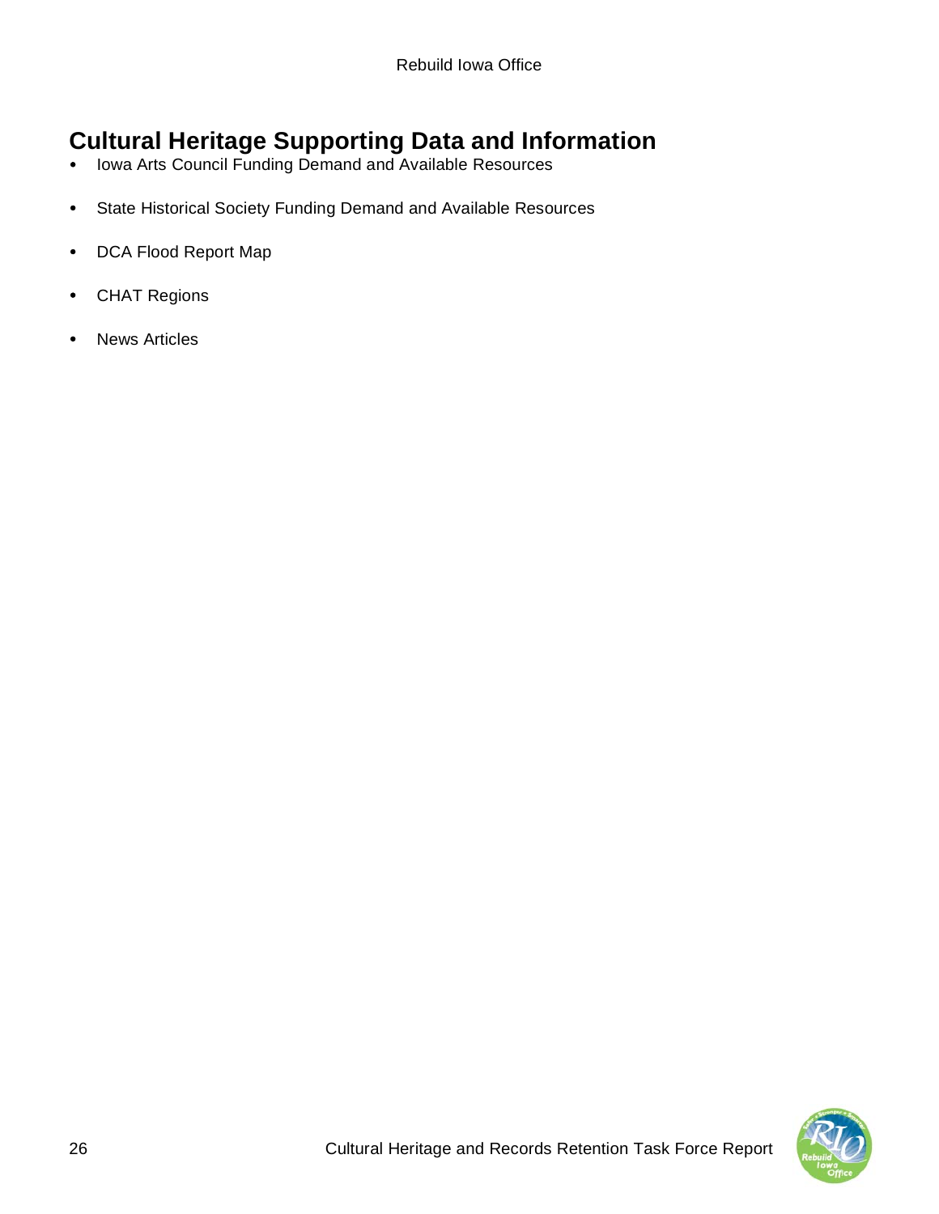## Cultural Heritage Supporting Data and Information

- Iowa Arts Council Funding Demand and Available Resources
- State Historical Society Funding Demand and Available Resources
- DCA Flood Report Map
- CHAT Regions
- News Articles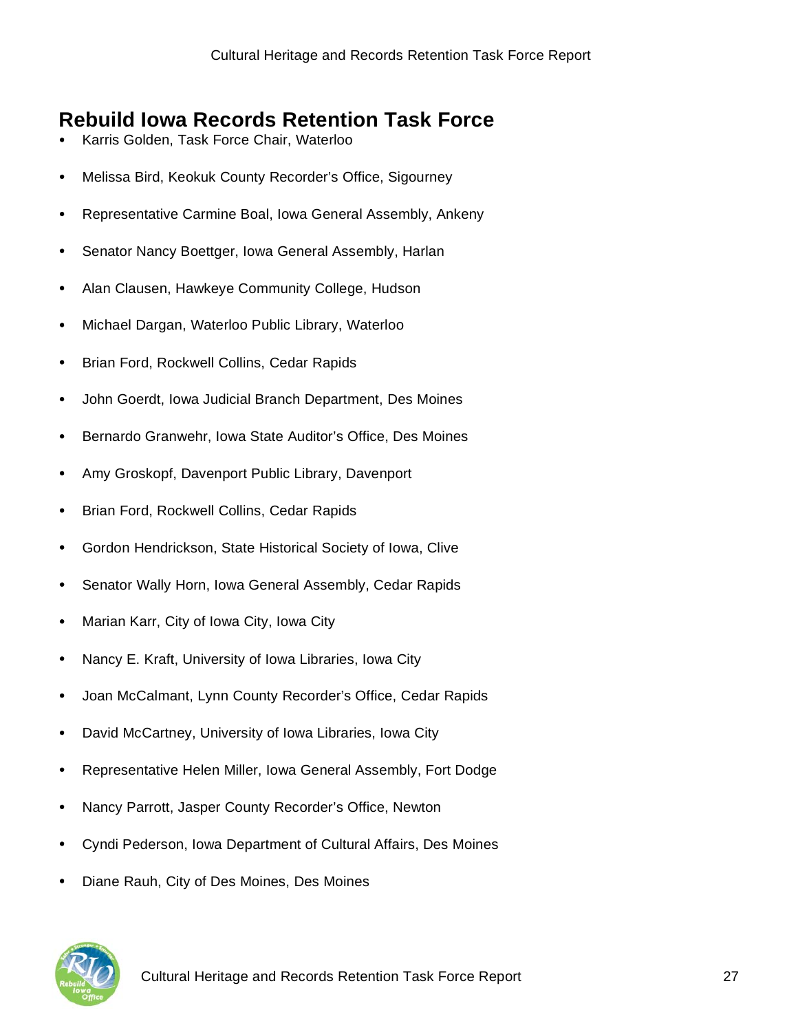## Rebuild Iowa Records Retention Task Force

- Karris Golden, Task Force Chair, Waterloo
- Melissa Bird, Keokuk County Recorder's Office, Sigourney
- Representative Carmine Boal, Iowa General Assembly, Ankeny
- Senator Nancy Boettger, Iowa General Assembly, Harlan
- Alan Clausen, Hawkeye Community College, Hudson
- Michael Dargan, Waterloo Public Library, Waterloo
- Brian Ford, Rockwell Collins, Cedar Rapids
- John Goerdt, Iowa Judicial Branch Department, Des Moines
- Bernardo Granwehr, Iowa State Auditor's Office, Des Moines
- Amy Groskopf, Davenport Public Library, Davenport
- Brian Ford, Rockwell Collins, Cedar Rapids
- Gordon Hendrickson, State Historical Society of Iowa, Clive
- Senator Wally Horn, Iowa General Assembly, Cedar Rapids
- Marian Karr, City of Iowa City, Iowa City
- Nancy E. Kraft, University of Iowa Libraries, Iowa City
- Joan McCalmant, Lynn County Recorder's Office, Cedar Rapids
- David McCartney, University of Iowa Libraries, Iowa City
- Representative Helen Miller, Iowa General Assembly, Fort Dodge
- Nancy Parrott, Jasper County Recorder's Office, Newton
- Cyndi Pederson, Iowa Department of Cultural Affairs, Des Moines
- Diane Rauh, City of Des Moines, Des Moines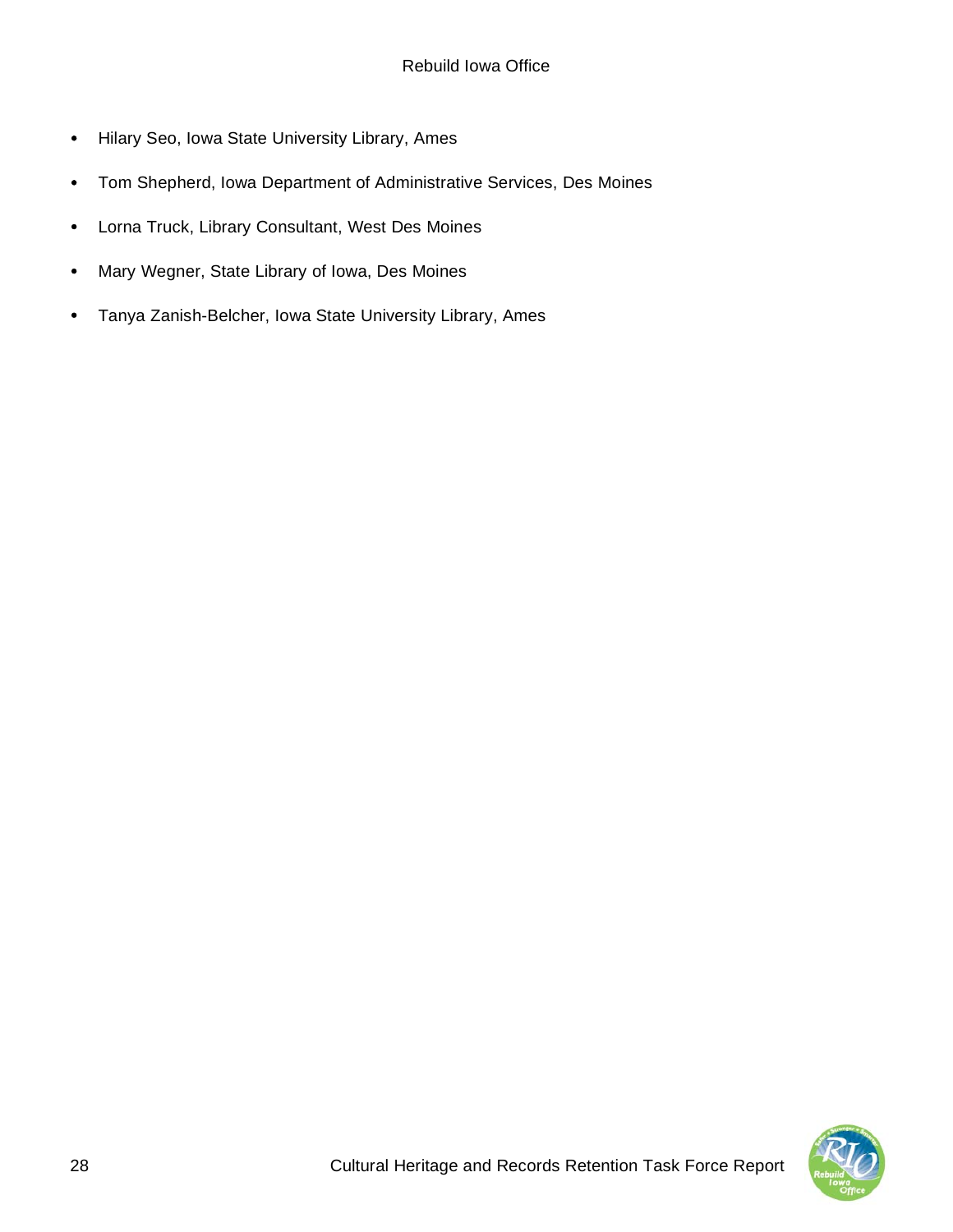- Hilary Seo, Iowa State University Library, Ames
- Tom Shepherd, Iowa Department of Administrative Services, Des Moines
- Lorna Truck, Library Consultant, West Des Moines
- Mary Wegner, State Library of Iowa, Des Moines
- Tanya Zanish-Belcher, Iowa State University Library, Ames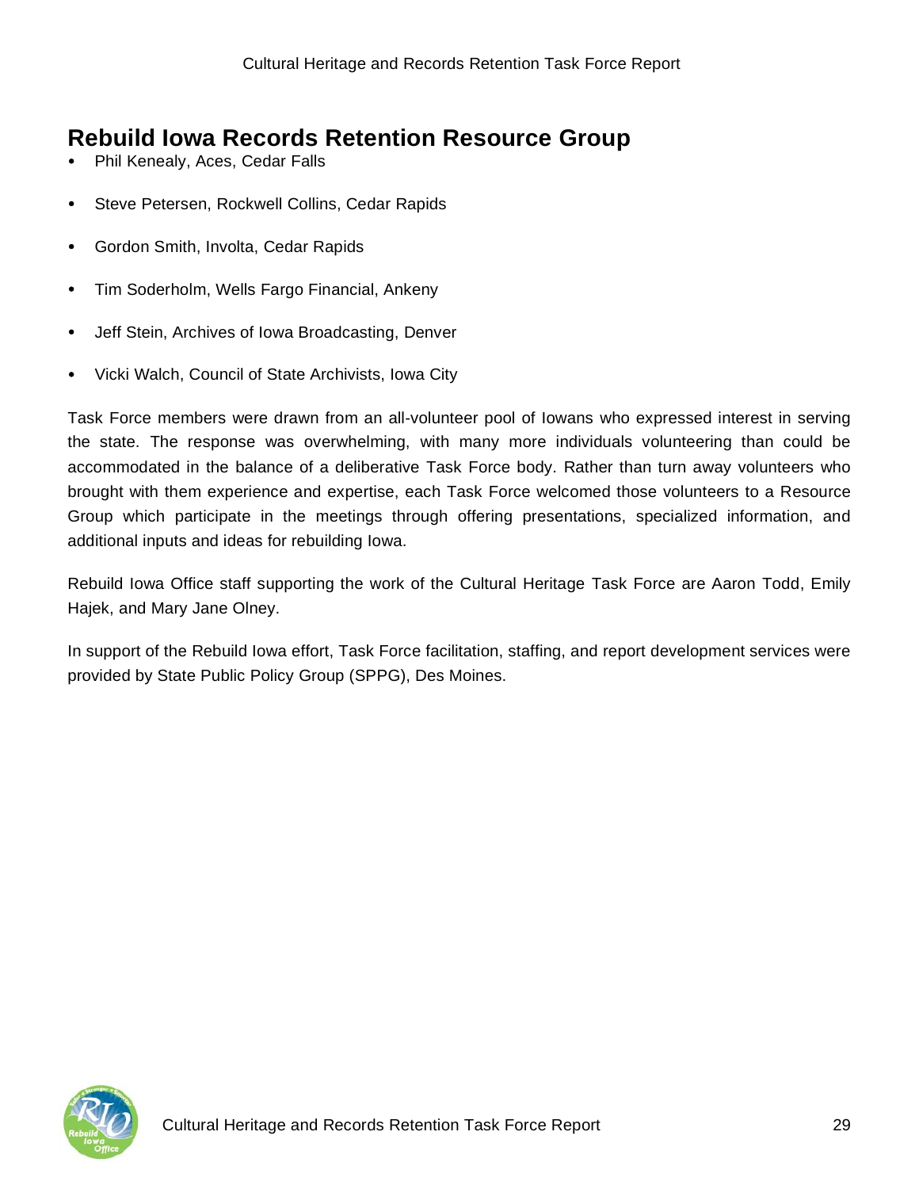## Rebuild Iowa Records Retention Resource Group

- Phil Kenealy, Aces, Cedar Falls
- Steve Petersen, Rockwell Collins, Cedar Rapids
- Gordon Smith, Involta, Cedar Rapids
- Tim Soderholm, Wells Fargo Financial, Ankeny
- Jeff Stein, Archives of Iowa Broadcasting, Denver
- Vicki Walch, Council of State Archivists, Iowa City

Task Force members were drawn from an all-volunteer pool of Iowans who expressed interest in serving the state. The response was overwhelming, with many more individuals volunteering than could be accommodated in the balance of a deliberative Task Force body. Rather than turn away volunteers who brought with them experience and expertise, each Task Force welcomed those volunteers to a Resource Group which participate in the meetings through offering presentations, specialized information, and additional inputs and ideas for rebuilding Iowa.

Rebuild Iowa Office staff supporting the work of the Cultural Heritage Task Force are Aaron Todd, Emily Hajek, and Mary Jane Olney.

In support of the Rebuild Iowa effort, Task Force facilitation, staffing, and report development services were provided by State Public Policy Group (SPPG), Des Moines.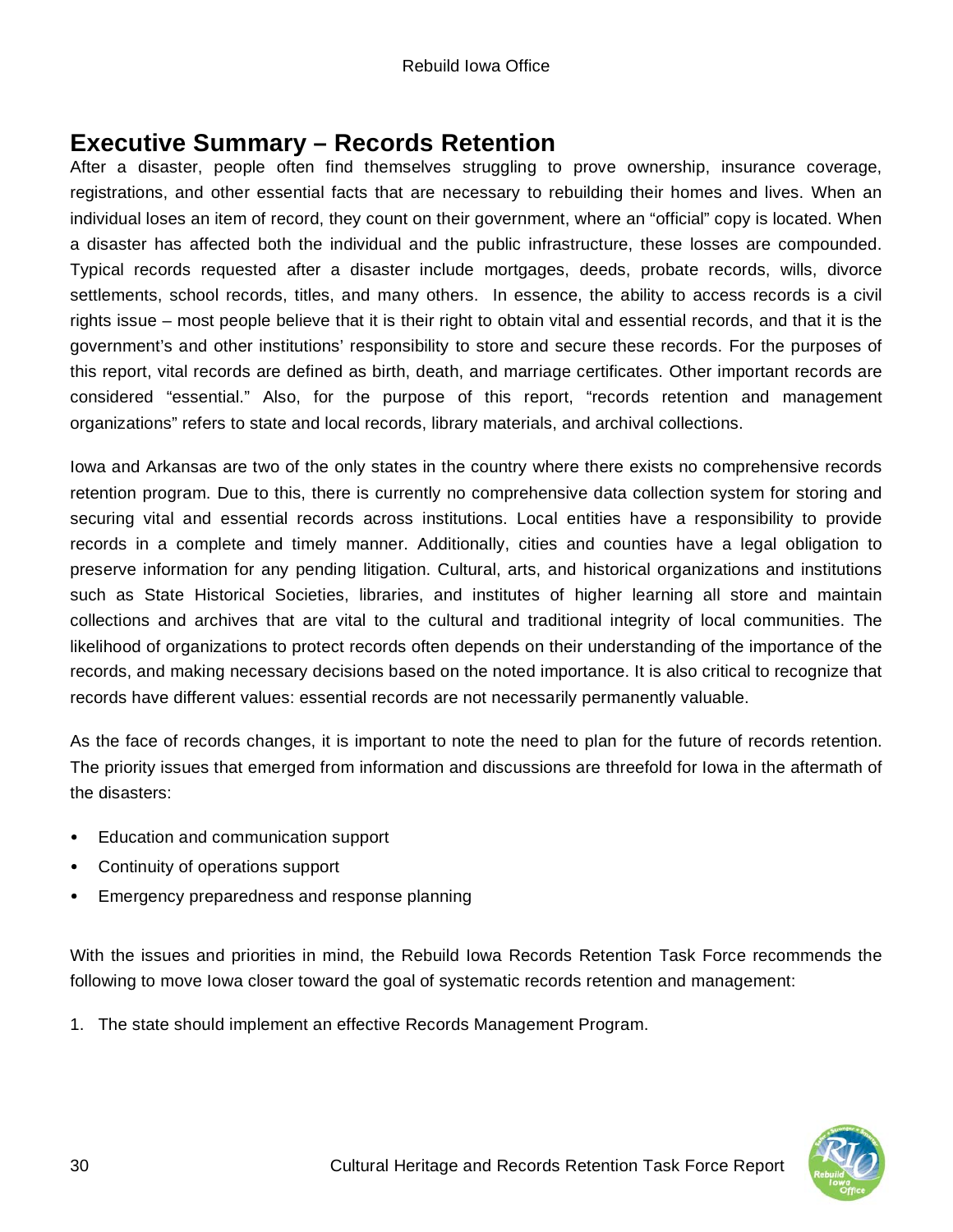## Executive Summary – Records Retention

After a disaster, people often find themselves struggling to prove ownership, insurance coverage, registrations, and other essential facts that are necessary to rebuilding their homes and lives. When an individual loses an item of record, they count on their government, where an "official" copy is located. When a disaster has affected both the individual and the public infrastructure, these losses are compounded. Typical records requested after a disaster include mortgages, deeds, probate records, wills, divorce settlements, school records, titles, and many others. In essence, the ability to access records is a civil rights issue – most people believe that it is their right to obtain vital and essential records, and that it is the government's and other institutions' responsibility to store and secure these records. For the purposes of this report, vital records are defined as birth, death, and marriage certificates. Other important records are considered "essential." Also, for the purpose of this report, "records retention and management organizations" refers to state and local records, library materials, and archival collections.

Iowa and Arkansas are two of the only states in the country where there exists no comprehensive records retention program. Due to this, there is currently no comprehensive data collection system for storing and securing vital and essential records across institutions. Local entities have a responsibility to provide records in a complete and timely manner. Additionally, cities and counties have a legal obligation to preserve information for any pending litigation. Cultural, arts, and historical organizations and institutions such as State Historical Societies, libraries, and institutes of higher learning all store and maintain collections and archives that are vital to the cultural and traditional integrity of local communities. The likelihood of organizations to protect records often depends on their understanding of the importance of the records, and making necessary decisions based on the noted importance. It is also critical to recognize that records have different values: essential records are not necessarily permanently valuable.

As the face of records changes, it is important to note the need to plan for the future of records retention. The priority issues that emerged from information and discussions are threefold for Iowa in the aftermath of the disasters:

- Education and communication support
- Continuity of operations support
- Emergency preparedness and response planning

With the issues and priorities in mind, the Rebuild Iowa Records Retention Task Force recommends the following to move Iowa closer toward the goal of systematic records retention and management:

1. The state should implement an effective Records Management Program.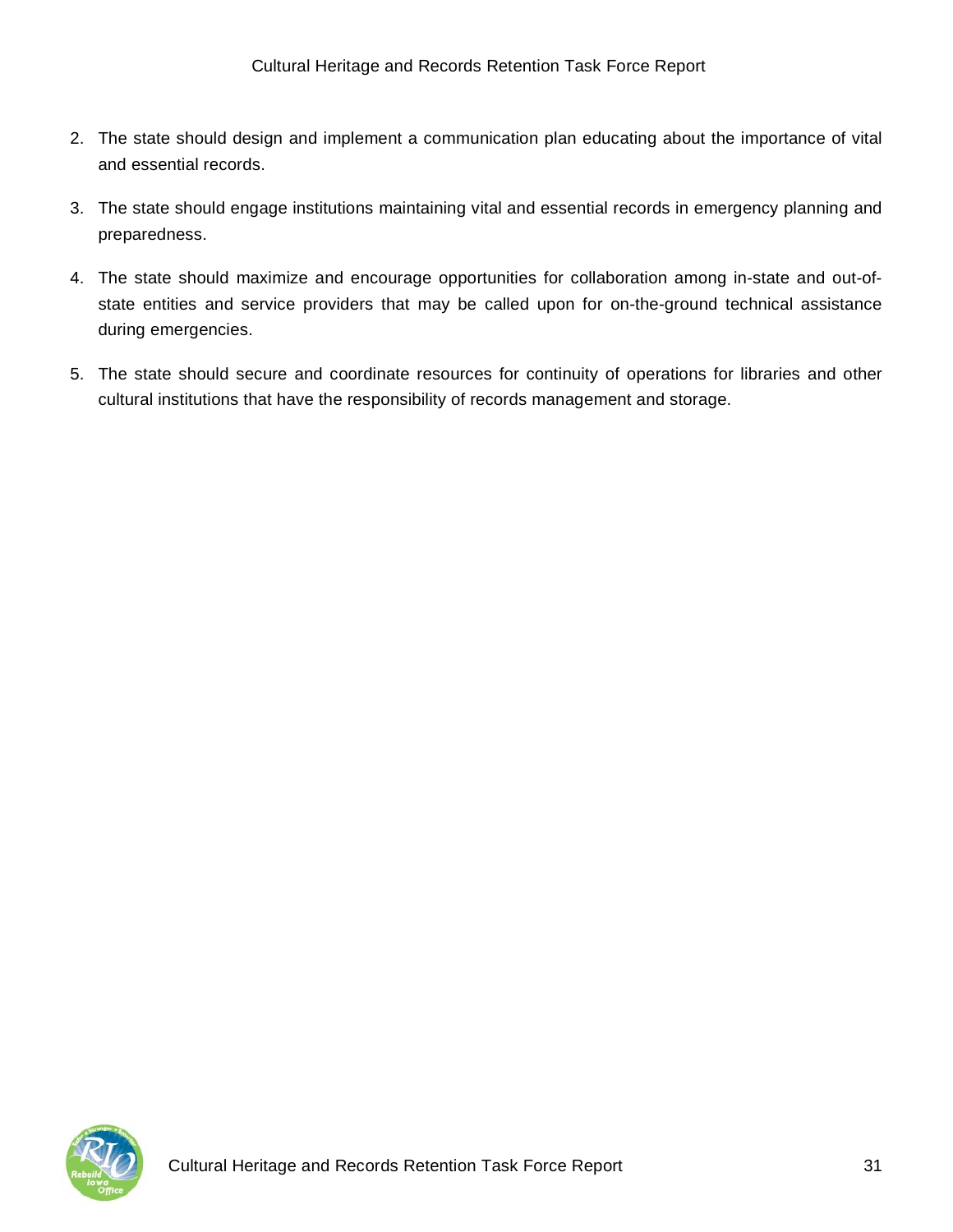2. The state should design and implement a communication plan educating about the importance of vital and essential records.
3. The state should engage institutions maintaining vital and essential records in emergency planning and preparedness.
4. The state should maximize and encourage opportunities for collaboration among in-state and out-of-state entities and service providers that may be called upon for on-the-ground technical assistance during emergencies.
5. The state should secure and coordinate resources for continuity of operations for libraries and other cultural institutions that have the responsibility of records management and storage.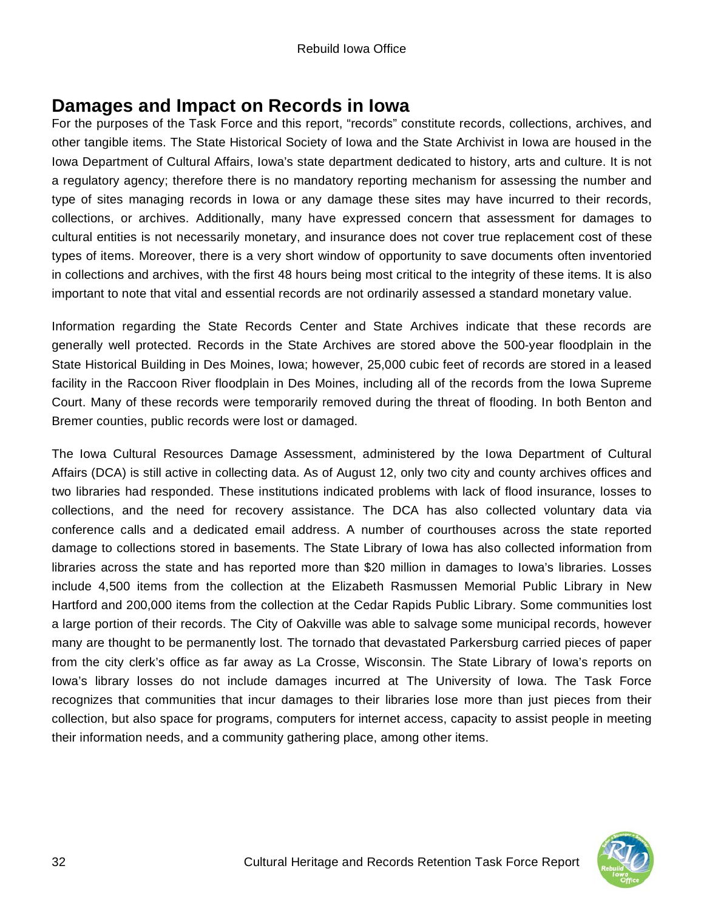## Damages and Impact on Records in Iowa

For the purposes of the Task Force and this report, "records" constitute records, collections, archives, and other tangible items. The State Historical Society of Iowa and the State Archivist in Iowa are housed in the Iowa Department of Cultural Affairs, Iowa's state department dedicated to history, arts and culture. It is not a regulatory agency; therefore there is no mandatory reporting mechanism for assessing the number and type of sites managing records in Iowa or any damage these sites may have incurred to their records, collections, or archives. Additionally, many have expressed concern that assessment for damages to cultural entities is not necessarily monetary, and insurance does not cover true replacement cost of these types of items. Moreover, there is a very short window of opportunity to save documents often inventoried in collections and archives, with the first 48 hours being most critical to the integrity of these items. It is also important to note that vital and essential records are not ordinarily assessed a standard monetary value.

Information regarding the State Records Center and State Archives indicate that these records are generally well protected. Records in the State Archives are stored above the 500-year floodplain in the State Historical Building in Des Moines, Iowa; however, 25,000 cubic feet of records are stored in a leased facility in the Raccoon River floodplain in Des Moines, including all of the records from the Iowa Supreme Court. Many of these records were temporarily removed during the threat of flooding. In both Benton and Bremer counties, public records were lost or damaged.

The Iowa Cultural Resources Damage Assessment, administered by the Iowa Department of Cultural Affairs (DCA) is still active in collecting data. As of August 12, only two city and county archives offices and two libraries had responded. These institutions indicated problems with lack of flood insurance, losses to collections, and the need for recovery assistance. The DCA has also collected voluntary data via conference calls and a dedicated email address. A number of courthouses across the state reported damage to collections stored in basements. The State Library of Iowa has also collected information from libraries across the state and has reported more than $20 million in damages to Iowa's libraries. Losses include 4,500 items from the collection at the Elizabeth Rasmussen Memorial Public Library in New Hartford and 200,000 items from the collection at the Cedar Rapids Public Library. Some communities lost a large portion of their records. The City of Oakville was able to salvage some municipal records, however many are thought to be permanently lost. The tornado that devastated Parkersburg carried pieces of paper from the city clerk's office as far away as La Crosse, Wisconsin. The State Library of Iowa's reports on Iowa's library losses do not include damages incurred at The University of Iowa. The Task Force recognizes that communities that incur damages to their libraries lose more than just pieces from their collection, but also space for programs, computers for internet access, capacity to assist people in meeting their information needs, and a community gathering place, among other items.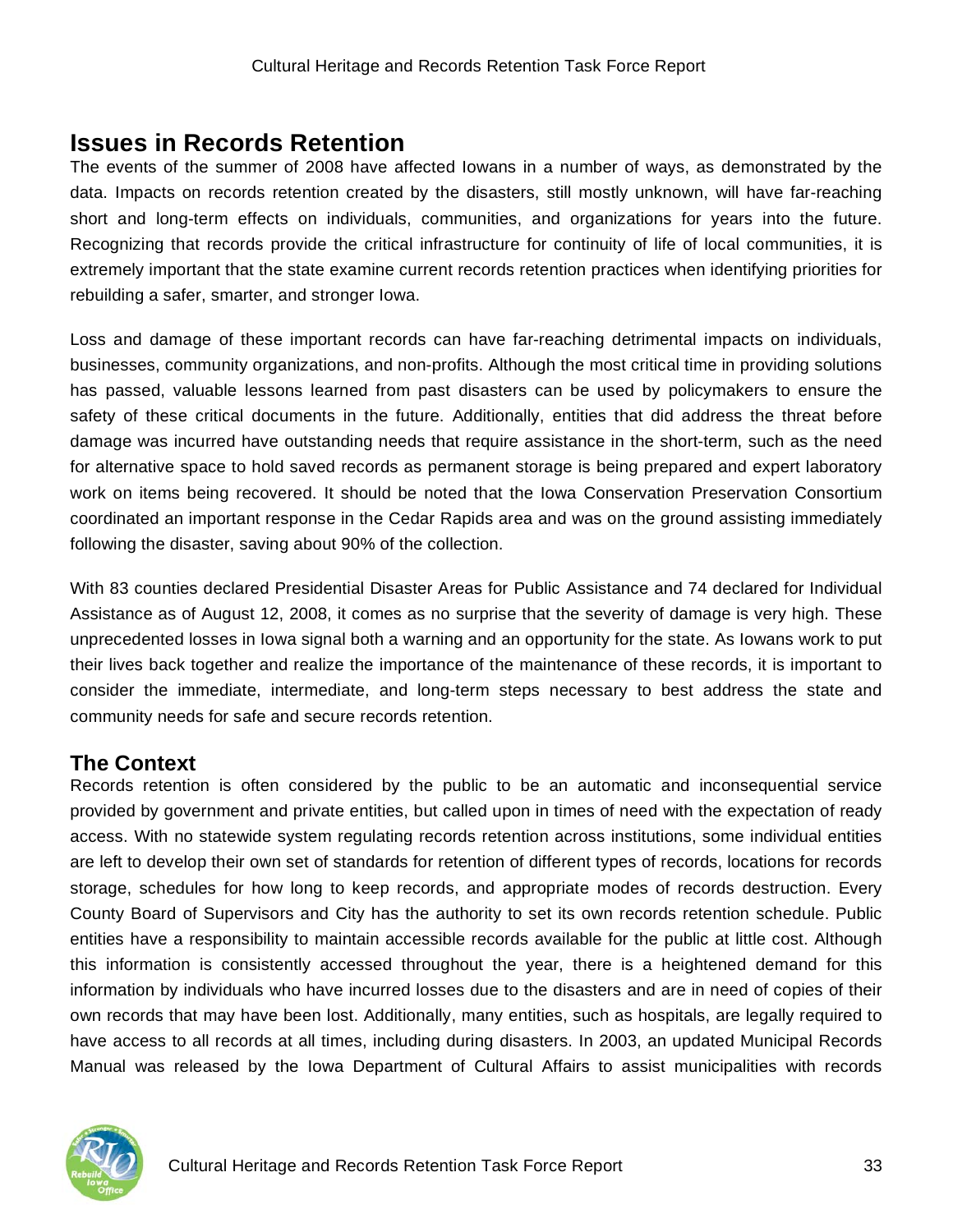## Issues in Records Retention

The events of the summer of 2008 have affected Iowans in a number of ways, as demonstrated by the data. Impacts on records retention created by the disasters, still mostly unknown, will have far-reaching short and long-term effects on individuals, communities, and organizations for years into the future. Recognizing that records provide the critical infrastructure for continuity of life of local communities, it is extremely important that the state examine current records retention practices when identifying priorities for rebuilding a safer, smarter, and stronger Iowa.

Loss and damage of these important records can have far-reaching detrimental impacts on individuals, businesses, community organizations, and non-profits. Although the most critical time in providing solutions has passed, valuable lessons learned from past disasters can be used by policymakers to ensure the safety of these critical documents in the future. Additionally, entities that did address the threat before damage was incurred have outstanding needs that require assistance in the short-term, such as the need for alternative space to hold saved records as permanent storage is being prepared and expert laboratory work on items being recovered. It should be noted that the Iowa Conservation Preservation Consortium coordinated an important response in the Cedar Rapids area and was on the ground assisting immediately following the disaster, saving about 90% of the collection.

With 83 counties declared Presidential Disaster Areas for Public Assistance and 74 declared for Individual Assistance as of August 12, 2008, it comes as no surprise that the severity of damage is very high. These unprecedented losses in Iowa signal both a warning and an opportunity for the state. As Iowans work to put their lives back together and realize the importance of the maintenance of these records, it is important to consider the immediate, intermediate, and long-term steps necessary to best address the state and community needs for safe and secure records retention.

### The Context

Records retention is often considered by the public to be an automatic and inconsequential service provided by government and private entities, but called upon in times of need with the expectation of ready access. With no statewide system regulating records retention across institutions, some individual entities are left to develop their own set of standards for retention of different types of records, locations for records storage, schedules for how long to keep records, and appropriate modes of records destruction. Every County Board of Supervisors and City has the authority to set its own records retention schedule. Public entities have a responsibility to maintain accessible records available for the public at little cost. Although this information is consistently accessed throughout the year, there is a heightened demand for this information by individuals who have incurred losses due to the disasters and are in need of copies of their own records that may have been lost. Additionally, many entities, such as hospitals, are legally required to have access to all records at all times, including during disasters. In 2003, an updated Municipal Records Manual was released by the Iowa Department of Cultural Affairs to assist municipalities with records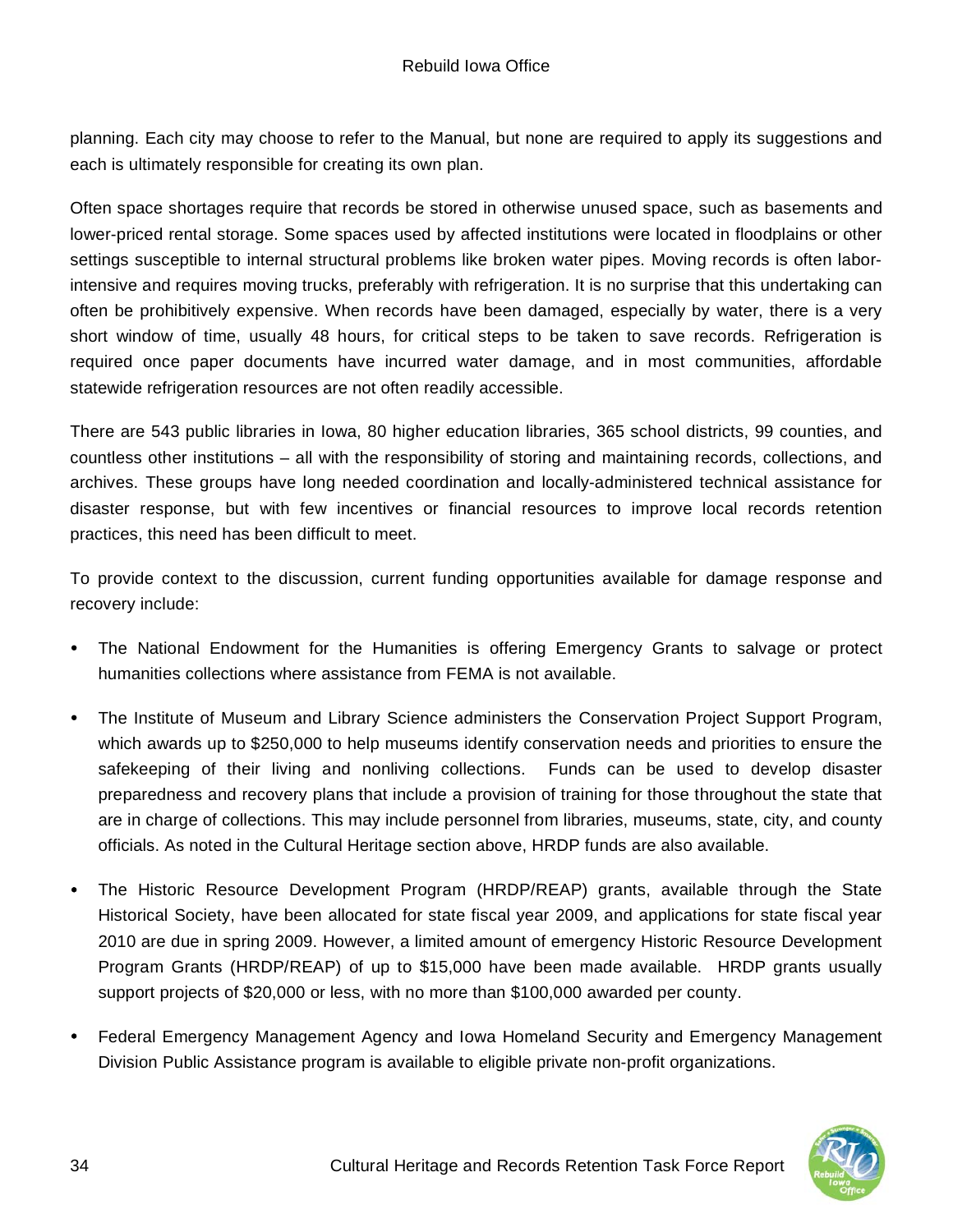planning. Each city may choose to refer to the Manual, but none are required to apply its suggestions and each is ultimately responsible for creating its own plan.

Often space shortages require that records be stored in otherwise unused space, such as basements and lower-priced rental storage. Some spaces used by affected institutions were located in floodplains or other settings susceptible to internal structural problems like broken water pipes. Moving records is often labor-intensive and requires moving trucks, preferably with refrigeration. It is no surprise that this undertaking can often be prohibitively expensive. When records have been damaged, especially by water, there is a very short window of time, usually 48 hours, for critical steps to be taken to save records. Refrigeration is required once paper documents have incurred water damage, and in most communities, affordable statewide refrigeration resources are not often readily accessible.

There are 543 public libraries in Iowa, 80 higher education libraries, 365 school districts, 99 counties, and countless other institutions – all with the responsibility of storing and maintaining records, collections, and archives. These groups have long needed coordination and locally-administered technical assistance for disaster response, but with few incentives or financial resources to improve local records retention practices, this need has been difficult to meet.

To provide context to the discussion, current funding opportunities available for damage response and recovery include:

- The National Endowment for the Humanities is offering Emergency Grants to salvage or protect humanities collections where assistance from FEMA is not available.
- The Institute of Museum and Library Science administers the Conservation Project Support Program, which awards up to $250,000 to help museums identify conservation needs and priorities to ensure the safekeeping of their living and nonliving collections. Funds can be used to develop disaster preparedness and recovery plans that include a provision of training for those throughout the state that are in charge of collections. This may include personnel from libraries, museums, state, city, and county officials. As noted in the Cultural Heritage section above, HRDP funds are also available.
- The Historic Resource Development Program (HRDP/REAP) grants, available through the State Historical Society, have been allocated for state fiscal year 2009, and applications for state fiscal year 2010 are due in spring 2009. However, a limited amount of emergency Historic Resource Development Program Grants (HRDP/REAP) of up to $15,000 have been made available. HRDP grants usually support projects of $20,000 or less, with no more than $100,000 awarded per county.
- Federal Emergency Management Agency and Iowa Homeland Security and Emergency Management Division Public Assistance program is available to eligible private non-profit organizations.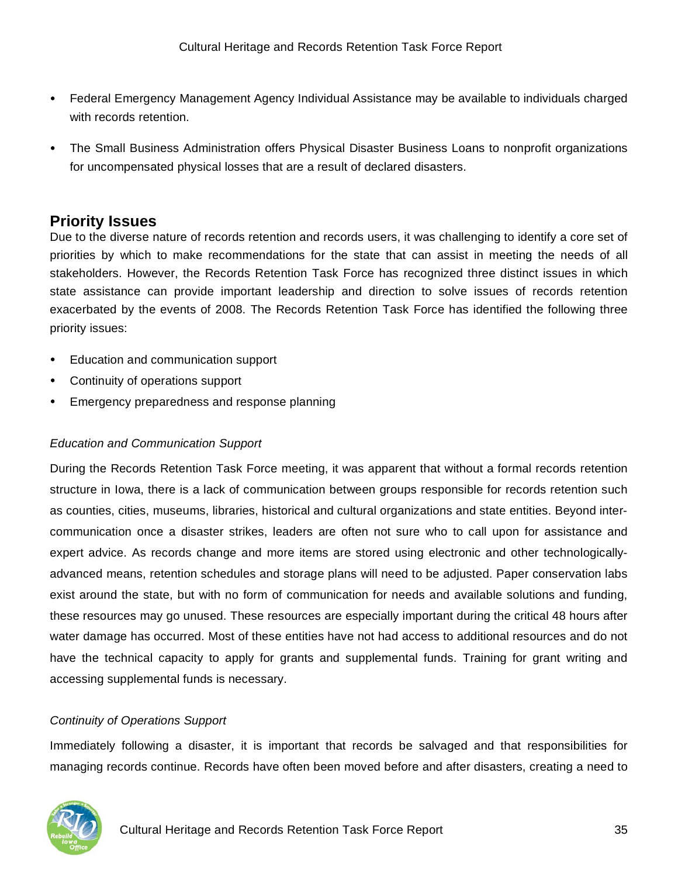- Federal Emergency Management Agency Individual Assistance may be available to individuals charged with records retention.
- The Small Business Administration offers Physical Disaster Business Loans to nonprofit organizations for uncompensated physical losses that are a result of declared disasters.

## Priority Issues

Due to the diverse nature of records retention and records users, it was challenging to identify a core set of priorities by which to make recommendations for the state that can assist in meeting the needs of all stakeholders. However, the Records Retention Task Force has recognized three distinct issues in which state assistance can provide important leadership and direction to solve issues of records retention exacerbated by the events of 2008. The Records Retention Task Force has identified the following three priority issues:

- Education and communication support
- Continuity of operations support
- Emergency preparedness and response planning

*Education and Communication Support*

During the Records Retention Task Force meeting, it was apparent that without a formal records retention structure in Iowa, there is a lack of communication between groups responsible for records retention such as counties, cities, museums, libraries, historical and cultural organizations and state entities. Beyond inter-communication once a disaster strikes, leaders are often not sure who to call upon for assistance and expert advice. As records change and more items are stored using electronic and other technologically-advanced means, retention schedules and storage plans will need to be adjusted. Paper conservation labs exist around the state, but with no form of communication for needs and available solutions and funding, these resources may go unused. These resources are especially important during the critical 48 hours after water damage has occurred. Most of these entities have not had access to additional resources and do not have the technical capacity to apply for grants and supplemental funds. Training for grant writing and accessing supplemental funds is necessary.

*Continuity of Operations Support*

Immediately following a disaster, it is important that records be salvaged and that responsibilities for managing records continue. Records have often been moved before and after disasters, creating a need to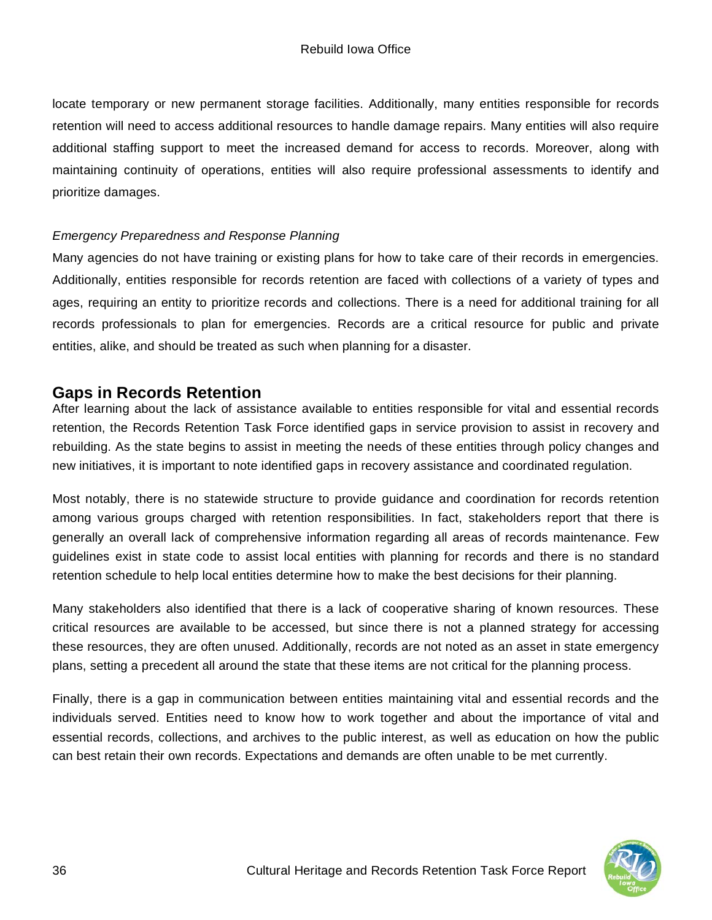locate temporary or new permanent storage facilities. Additionally, many entities responsible for records retention will need to access additional resources to handle damage repairs. Many entities will also require additional staffing support to meet the increased demand for access to records. Moreover, along with maintaining continuity of operations, entities will also require professional assessments to identify and prioritize damages.

*Emergency Preparedness and Response Planning*

Many agencies do not have training or existing plans for how to take care of their records in emergencies. Additionally, entities responsible for records retention are faced with collections of a variety of types and ages, requiring an entity to prioritize records and collections. There is a need for additional training for all records professionals to plan for emergencies. Records are a critical resource for public and private entities, alike, and should be treated as such when planning for a disaster.

## Gaps in Records Retention

After learning about the lack of assistance available to entities responsible for vital and essential records retention, the Records Retention Task Force identified gaps in service provision to assist in recovery and rebuilding. As the state begins to assist in meeting the needs of these entities through policy changes and new initiatives, it is important to note identified gaps in recovery assistance and coordinated regulation.

Most notably, there is no statewide structure to provide guidance and coordination for records retention among various groups charged with retention responsibilities. In fact, stakeholders report that there is generally an overall lack of comprehensive information regarding all areas of records maintenance. Few guidelines exist in state code to assist local entities with planning for records and there is no standard retention schedule to help local entities determine how to make the best decisions for their planning.

Many stakeholders also identified that there is a lack of cooperative sharing of known resources. These critical resources are available to be accessed, but since there is not a planned strategy for accessing these resources, they are often unused. Additionally, records are not noted as an asset in state emergency plans, setting a precedent all around the state that these items are not critical for the planning process.

Finally, there is a gap in communication between entities maintaining vital and essential records and the individuals served. Entities need to know how to work together and about the importance of vital and essential records, collections, and archives to the public interest, as well as education on how the public can best retain their own records. Expectations and demands are often unable to be met currently.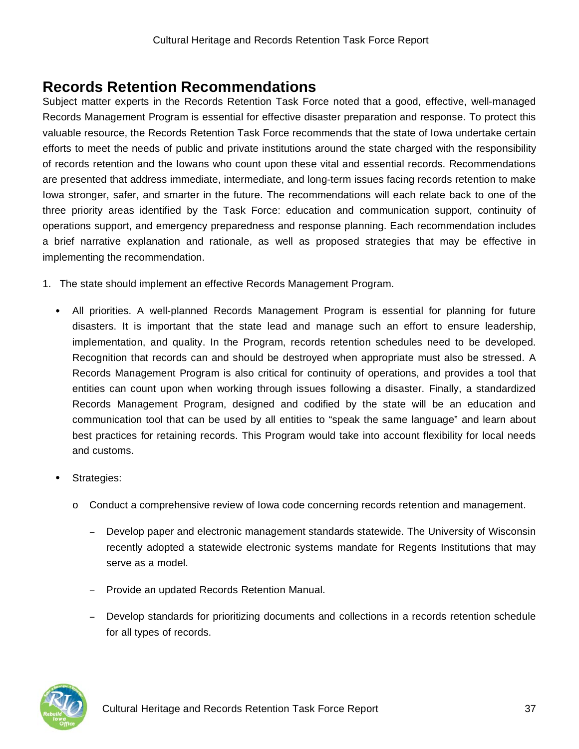## Records Retention Recommendations

Subject matter experts in the Records Retention Task Force noted that a good, effective, well-managed Records Management Program is essential for effective disaster preparation and response. To protect this valuable resource, the Records Retention Task Force recommends that the state of Iowa undertake certain efforts to meet the needs of public and private institutions around the state charged with the responsibility of records retention and the Iowans who count upon these vital and essential records. Recommendations are presented that address immediate, intermediate, and long-term issues facing records retention to make Iowa stronger, safer, and smarter in the future. The recommendations will each relate back to one of the three priority areas identified by the Task Force: education and communication support, continuity of operations support, and emergency preparedness and response planning. Each recommendation includes a brief narrative explanation and rationale, as well as proposed strategies that may be effective in implementing the recommendation.

1. The state should implement an effective Records Management Program.

   - All priorities. A well-planned Records Management Program is essential for planning for future disasters. It is important that the state lead and manage such an effort to ensure leadership, implementation, and quality. In the Program, records retention schedules need to be developed. Recognition that records can and should be destroyed when appropriate must also be stressed. A Records Management Program is also critical for continuity of operations, and provides a tool that entities can count upon when working through issues following a disaster. Finally, a standardized Records Management Program, designed and codified by the state will be an education and communication tool that can be used by all entities to "speak the same language" and learn about best practices for retaining records. This Program would take into account flexibility for local needs and customs.

   - Strategies:

     - Conduct a comprehensive review of Iowa code concerning records retention and management.

       - Develop paper and electronic management standards statewide. The University of Wisconsin recently adopted a statewide electronic systems mandate for Regents Institutions that may serve as a model.

       - Provide an updated Records Retention Manual.

       - Develop standards for prioritizing documents and collections in a records retention schedule for all types of records.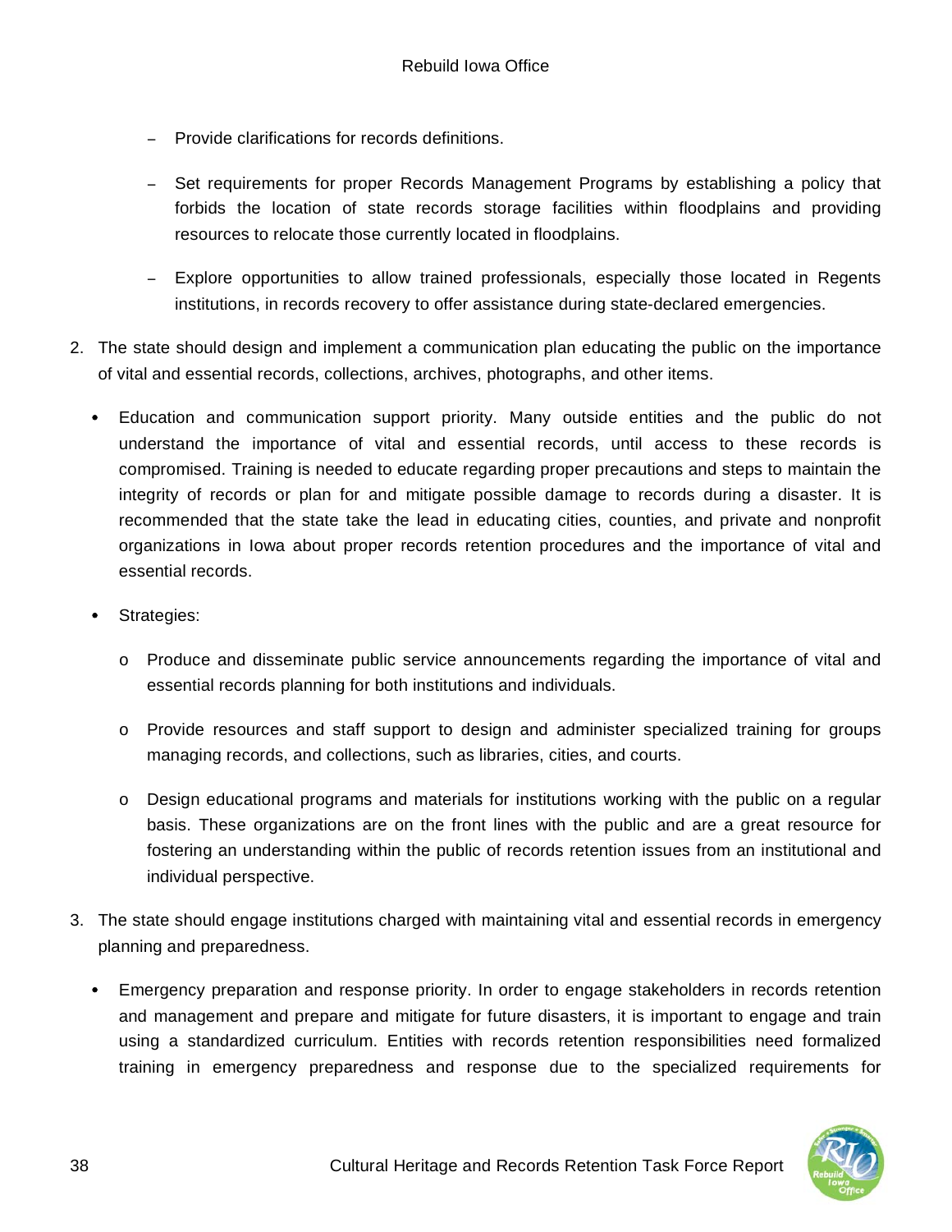- Provide clarifications for records definitions.

   - Set requirements for proper Records Management Programs by establishing a policy that forbids the location of state records storage facilities within floodplains and providing resources to relocate those currently located in floodplains.

   - Explore opportunities to allow trained professionals, especially those located in Regents institutions, in records recovery to offer assistance during state-declared emergencies.

2. The state should design and implement a communication plan educating the public on the importance of vital and essential records, collections, archives, photographs, and other items.

   - Education and communication support priority. Many outside entities and the public do not understand the importance of vital and essential records, until access to these records is compromised. Training is needed to educate regarding proper precautions and steps to maintain the integrity of records or plan for and mitigate possible damage to records during a disaster. It is recommended that the state take the lead in educating cities, counties, and private and nonprofit organizations in Iowa about proper records retention procedures and the importance of vital and essential records.

   - Strategies:

     - Produce and disseminate public service announcements regarding the importance of vital and essential records planning for both institutions and individuals.

     - Provide resources and staff support to design and administer specialized training for groups managing records, and collections, such as libraries, cities, and courts.

     - Design educational programs and materials for institutions working with the public on a regular basis. These organizations are on the front lines with the public and are a great resource for fostering an understanding within the public of records retention issues from an institutional and individual perspective.

3. The state should engage institutions charged with maintaining vital and essential records in emergency planning and preparedness.

   - Emergency preparation and response priority. In order to engage stakeholders in records retention and management and prepare and mitigate for future disasters, it is important to engage and train using a standardized curriculum. Entities with records retention responsibilities need formalized training in emergency preparedness and response due to the specialized requirements for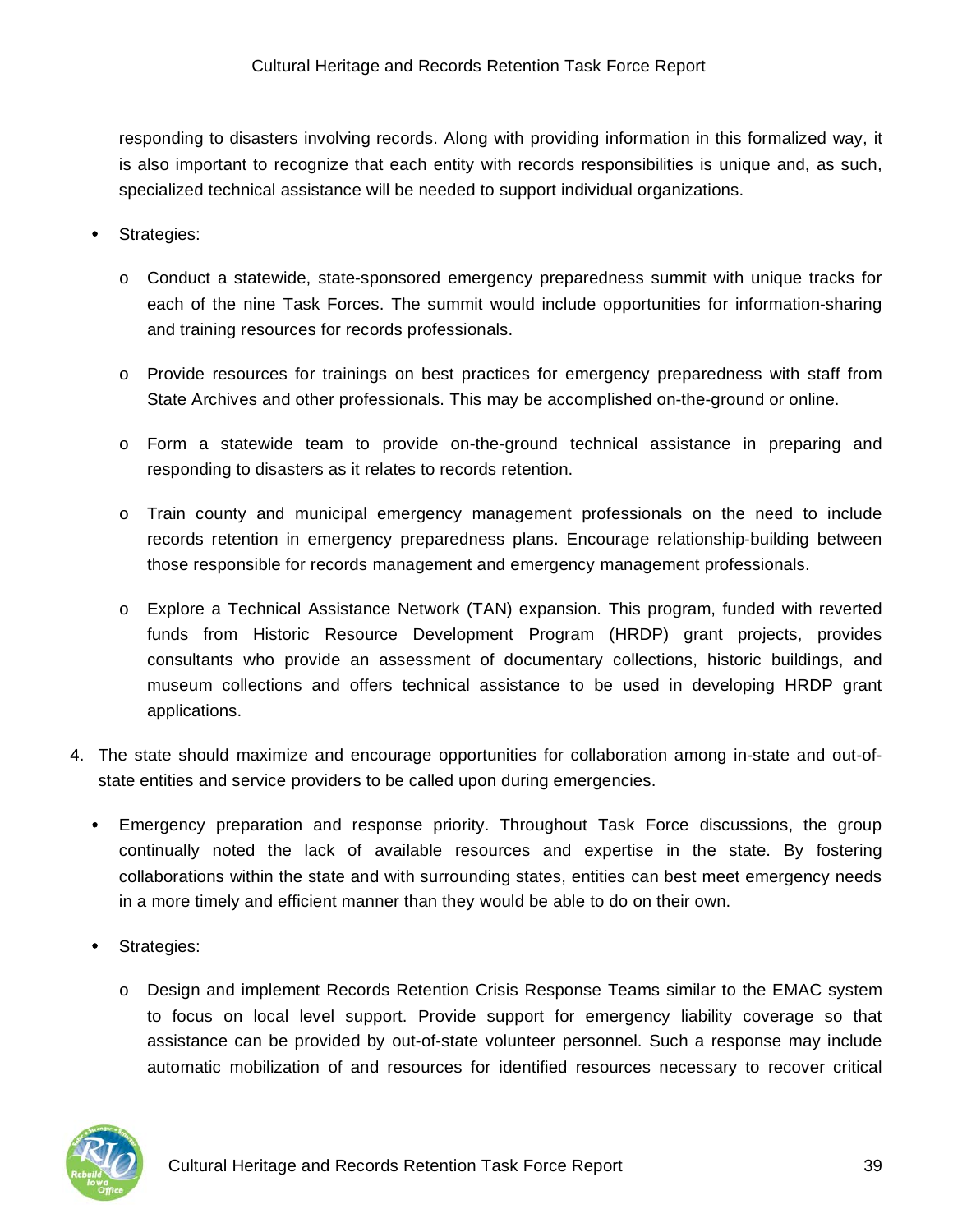responding to disasters involving records. Along with providing information in this formalized way, it is also important to recognize that each entity with records responsibilities is unique and, as such, specialized technical assistance will be needed to support individual organizations.

- Strategies:
  - Conduct a statewide, state-sponsored emergency preparedness summit with unique tracks for each of the nine Task Forces. The summit would include opportunities for information-sharing and training resources for records professionals.
  - Provide resources for trainings on best practices for emergency preparedness with staff from State Archives and other professionals. This may be accomplished on-the-ground or online.
  - Form a statewide team to provide on-the-ground technical assistance in preparing and responding to disasters as it relates to records retention.
  - Train county and municipal emergency management professionals on the need to include records retention in emergency preparedness plans. Encourage relationship-building between those responsible for records management and emergency management professionals.
  - Explore a Technical Assistance Network (TAN) expansion. This program, funded with reverted funds from Historic Resource Development Program (HRDP) grant projects, provides consultants who provide an assessment of documentary collections, historic buildings, and museum collections and offers technical assistance to be used in developing HRDP grant applications.

4. The state should maximize and encourage opportunities for collaboration among in-state and out-of-state entities and service providers to be called upon during emergencies.

   - Emergency preparation and response priority. Throughout Task Force discussions, the group continually noted the lack of available resources and expertise in the state. By fostering collaborations within the state and with surrounding states, entities can best meet emergency needs in a more timely and efficient manner than they would be able to do on their own.
   - Strategies:
     - Design and implement Records Retention Crisis Response Teams similar to the EMAC system to focus on local level support. Provide support for emergency liability coverage so that assistance can be provided by out-of-state volunteer personnel. Such a response may include automatic mobilization of and resources for identified resources necessary to recover critical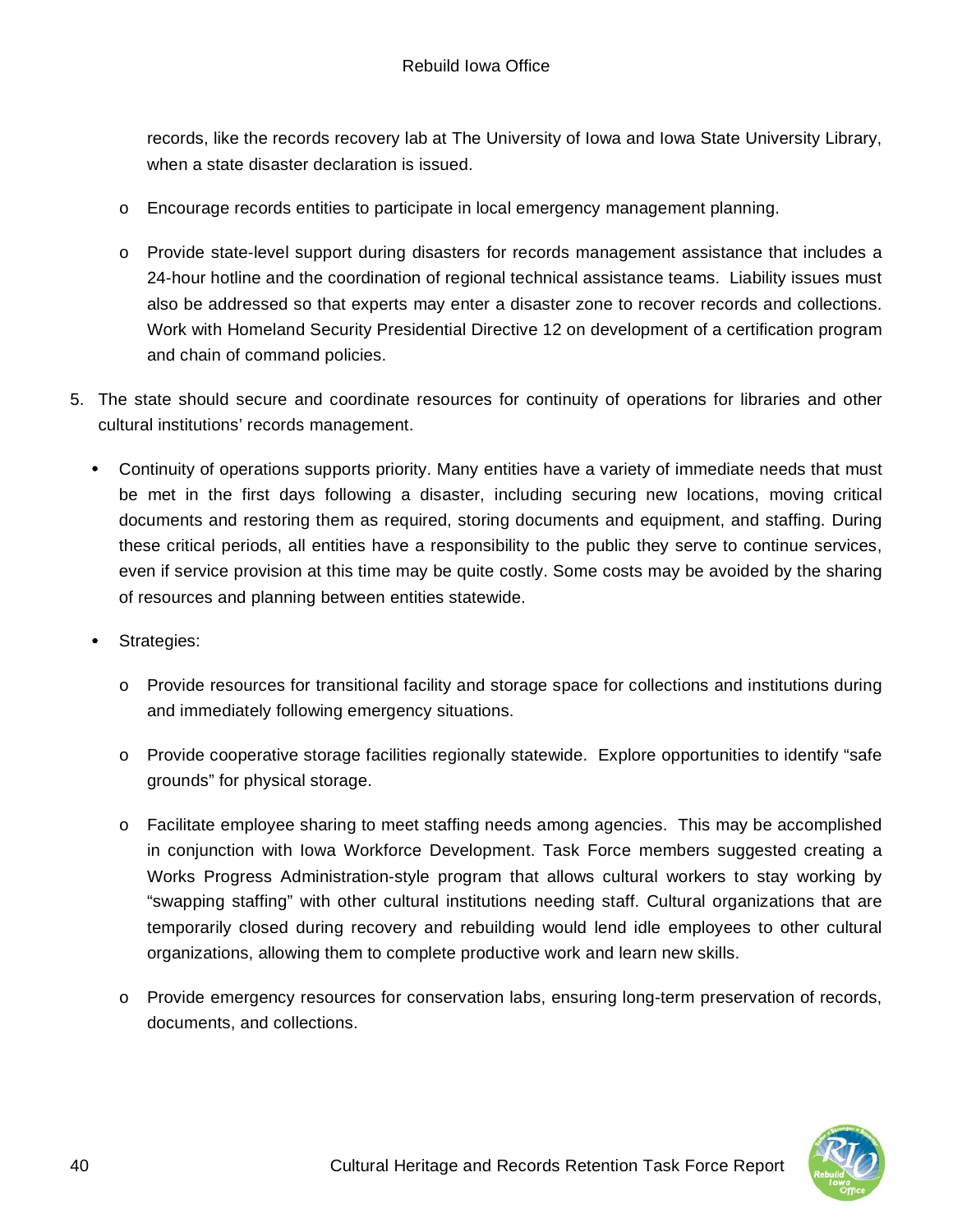records, like the records recovery lab at The University of Iowa and Iowa State University Library, when a state disaster declaration is issued.

  - Encourage records entities to participate in local emergency management planning.

  - Provide state-level support during disasters for records management assistance that includes a 24-hour hotline and the coordination of regional technical assistance teams. Liability issues must also be addressed so that experts may enter a disaster zone to recover records and collections. Work with Homeland Security Presidential Directive 12 on development of a certification program and chain of command policies.

5. The state should secure and coordinate resources for continuity of operations for libraries and other cultural institutions' records management.

   - Continuity of operations supports priority. Many entities have a variety of immediate needs that must be met in the first days following a disaster, including securing new locations, moving critical documents and restoring them as required, storing documents and equipment, and staffing. During these critical periods, all entities have a responsibility to the public they serve to continue services, even if service provision at this time may be quite costly. Some costs may be avoided by the sharing of resources and planning between entities statewide.

   - Strategies:

     - Provide resources for transitional facility and storage space for collections and institutions during and immediately following emergency situations.

     - Provide cooperative storage facilities regionally statewide. Explore opportunities to identify "safe grounds" for physical storage.

     - Facilitate employee sharing to meet staffing needs among agencies. This may be accomplished in conjunction with Iowa Workforce Development. Task Force members suggested creating a Works Progress Administration-style program that allows cultural workers to stay working by "swapping staffing" with other cultural institutions needing staff. Cultural organizations that are temporarily closed during recovery and rebuilding would lend idle employees to other cultural organizations, allowing them to complete productive work and learn new skills.

     - Provide emergency resources for conservation labs, ensuring long-term preservation of records, documents, and collections.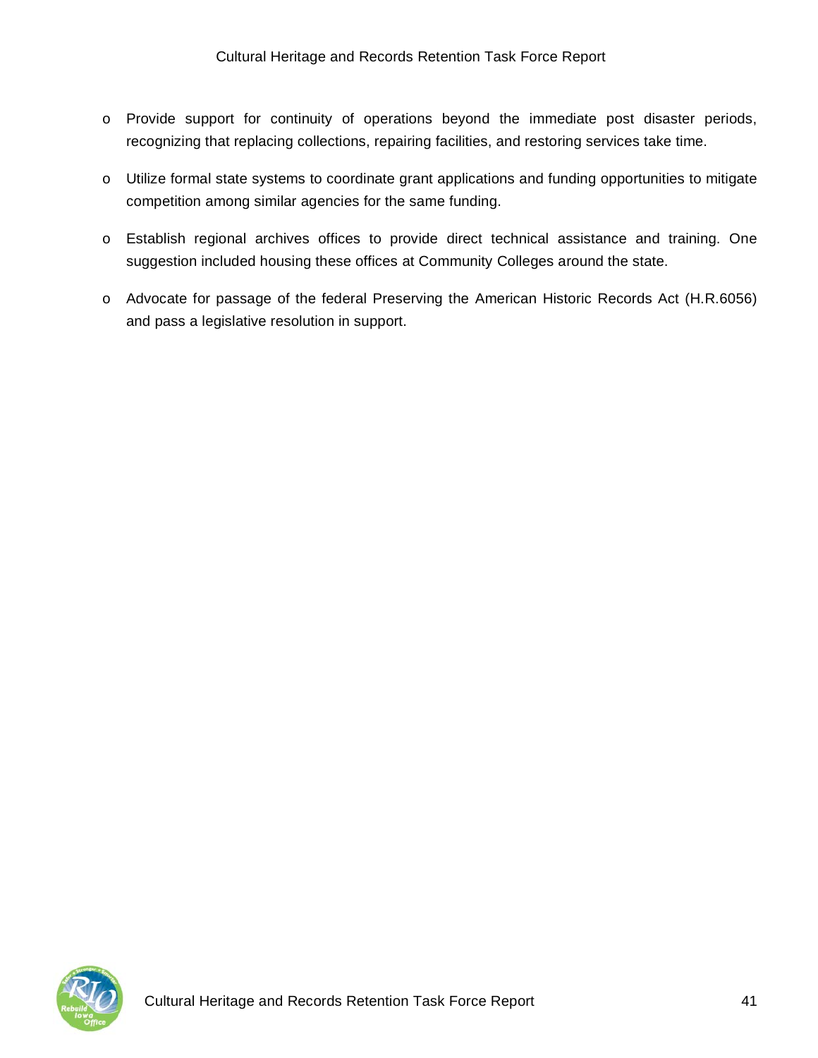- Provide support for continuity of operations beyond the immediate post disaster periods, recognizing that replacing collections, repairing facilities, and restoring services take time.

- Utilize formal state systems to coordinate grant applications and funding opportunities to mitigate competition among similar agencies for the same funding.

- Establish regional archives offices to provide direct technical assistance and training. One suggestion included housing these offices at Community Colleges around the state.

- Advocate for passage of the federal Preserving the American Historic Records Act (H.R.6056) and pass a legislative resolution in support.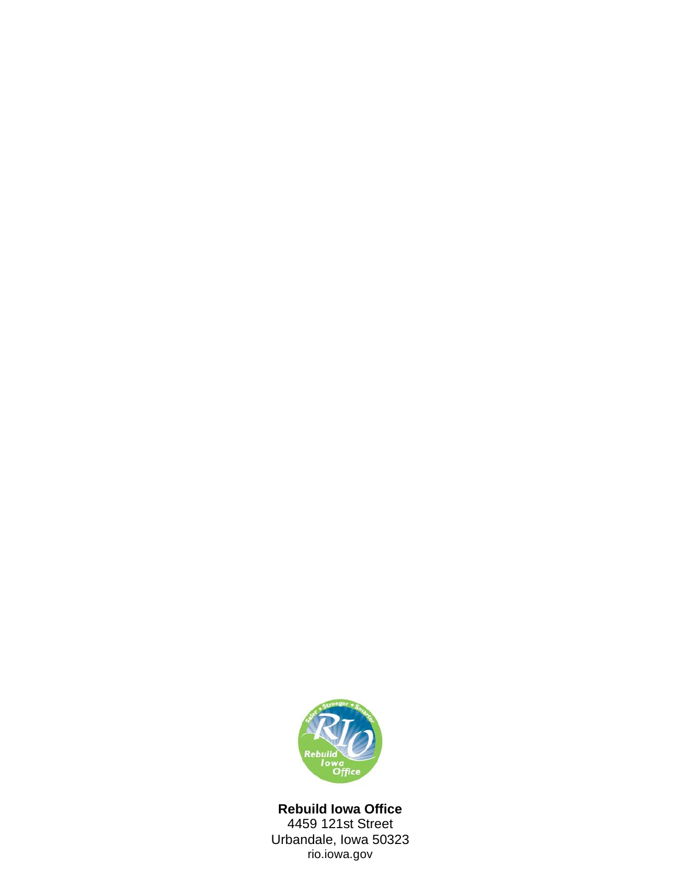**Rebuild Iowa Office**
4459 121st Street
Urbandale, Iowa 50323
rio.iowa.gov